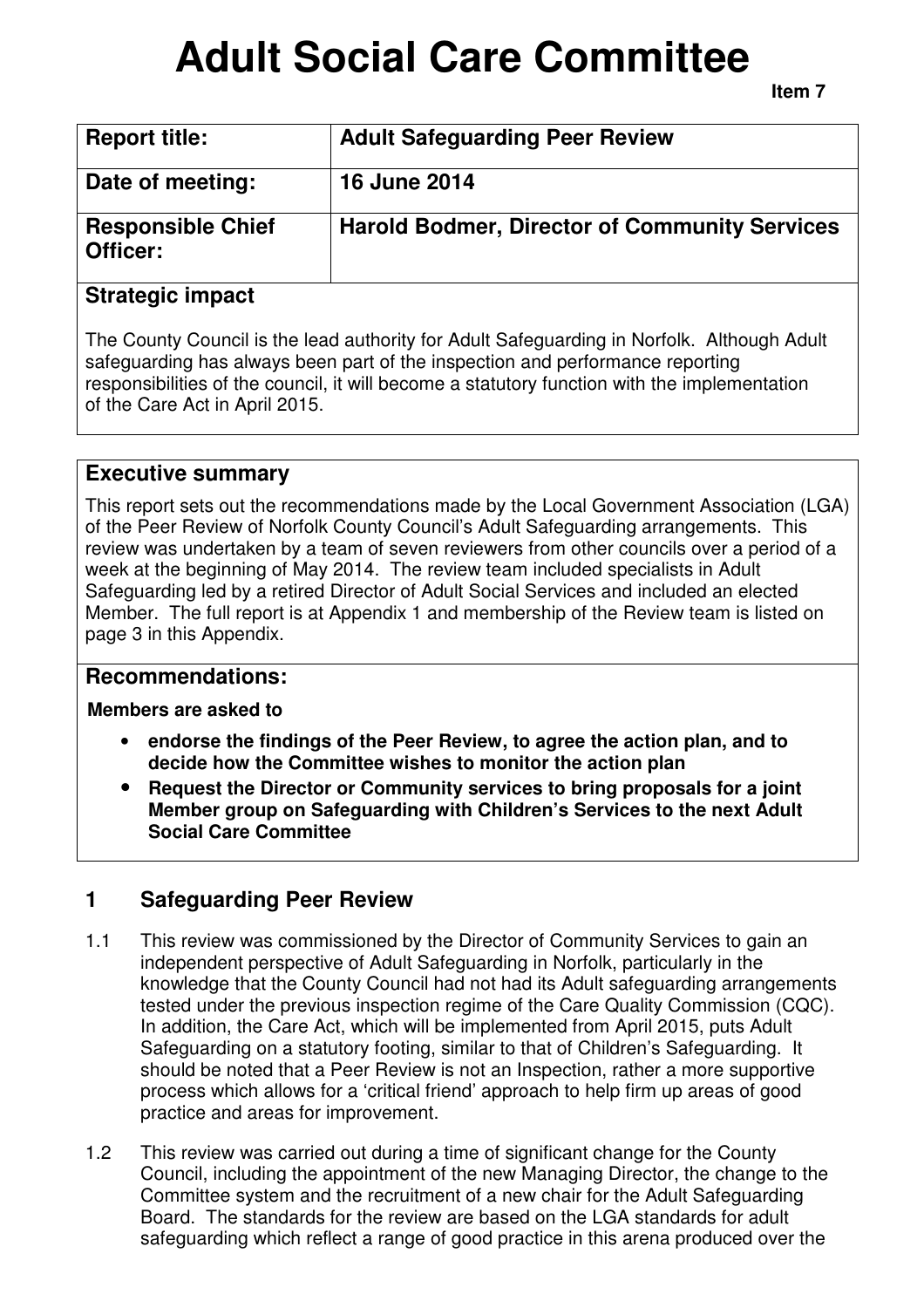# Adult Social Care Committee

**Item 7**

| | |
|---|---|
| **Report title:** | **Adult Safeguarding Peer Review** |
| **Date of meeting:** | **16 June 2014** |
| **Responsible Chief Officer:** | **Harold Bodmer, Director of Community Services** |

## Strategic impact

The County Council is the lead authority for Adult Safeguarding in Norfolk. Although Adult safeguarding has always been part of the inspection and performance reporting responsibilities of the council, it will become a statutory function with the implementation of the Care Act in April 2015.

## Executive summary

This report sets out the recommendations made by the Local Government Association (LGA) of the Peer Review of Norfolk County Council's Adult Safeguarding arrangements. This review was undertaken by a team of seven reviewers from other councils over a period of a week at the beginning of May 2014. The review team included specialists in Adult Safeguarding led by a retired Director of Adult Social Services and included an elected Member. The full report is at Appendix 1 and membership of the Review team is listed on page 3 in this Appendix.

## Recommendations:

**Members are asked to**

- **endorse the findings of the Peer Review, to agree the action plan, and to decide how the Committee wishes to monitor the action plan**
- **Request the Director or Community services to bring proposals for a joint Member group on Safeguarding with Children's Services to the next Adult Social Care Committee**

## 1 Safeguarding Peer Review

1.1 This review was commissioned by the Director of Community Services to gain an independent perspective of Adult Safeguarding in Norfolk, particularly in the knowledge that the County Council had not had its Adult safeguarding arrangements tested under the previous inspection regime of the Care Quality Commission (CQC). In addition, the Care Act, which will be implemented from April 2015, puts Adult Safeguarding on a statutory footing, similar to that of Children's Safeguarding. It should be noted that a Peer Review is not an Inspection, rather a more supportive process which allows for a 'critical friend' approach to help firm up areas of good practice and areas for improvement.

1.2 This review was carried out during a time of significant change for the County Council, including the appointment of the new Managing Director, the change to the Committee system and the recruitment of a new chair for the Adult Safeguarding Board. The standards for the review are based on the LGA standards for adult safeguarding which reflect a range of good practice in this arena produced over the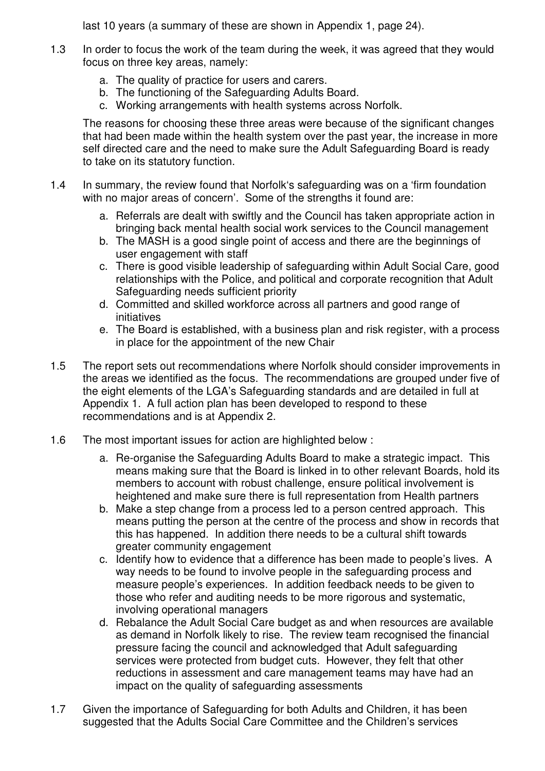last 10 years (a summary of these are shown in Appendix 1, page 24).

1.3 In order to focus the work of the team during the week, it was agreed that they would focus on three key areas, namely:

   a. The quality of practice for users and carers.
   b. The functioning of the Safeguarding Adults Board.
   c. Working arrangements with health systems across Norfolk.

   The reasons for choosing these three areas were because of the significant changes that had been made within the health system over the past year, the increase in more self directed care and the need to make sure the Adult Safeguarding Board is ready to take on its statutory function.

1.4 In summary, the review found that Norfolk's safeguarding was on a 'firm foundation with no major areas of concern'. Some of the strengths it found are:

   a. Referrals are dealt with swiftly and the Council has taken appropriate action in bringing back mental health social work services to the Council management
   b. The MASH is a good single point of access and there are the beginnings of user engagement with staff
   c. There is good visible leadership of safeguarding within Adult Social Care, good relationships with the Police, and political and corporate recognition that Adult Safeguarding needs sufficient priority
   d. Committed and skilled workforce across all partners and good range of initiatives
   e. The Board is established, with a business plan and risk register, with a process in place for the appointment of the new Chair

1.5 The report sets out recommendations where Norfolk should consider improvements in the areas we identified as the focus. The recommendations are grouped under five of the eight elements of the LGA's Safeguarding standards and are detailed in full at Appendix 1. A full action plan has been developed to respond to these recommendations and is at Appendix 2.

1.6 The most important issues for action are highlighted below :

   a. Re-organise the Safeguarding Adults Board to make a strategic impact. This means making sure that the Board is linked in to other relevant Boards, hold its members to account with robust challenge, ensure political involvement is heightened and make sure there is full representation from Health partners
   b. Make a step change from a process led to a person centred approach. This means putting the person at the centre of the process and show in records that this has happened. In addition there needs to be a cultural shift towards greater community engagement
   c. Identify how to evidence that a difference has been made to people's lives. A way needs to be found to involve people in the safeguarding process and measure people's experiences. In addition feedback needs to be given to those who refer and auditing needs to be more rigorous and systematic, involving operational managers
   d. Rebalance the Adult Social Care budget as and when resources are available as demand in Norfolk likely to rise. The review team recognised the financial pressure facing the council and acknowledged that Adult safeguarding services were protected from budget cuts. However, they felt that other reductions in assessment and care management teams may have had an impact on the quality of safeguarding assessments

1.7 Given the importance of Safeguarding for both Adults and Children, it has been suggested that the Adults Social Care Committee and the Children's services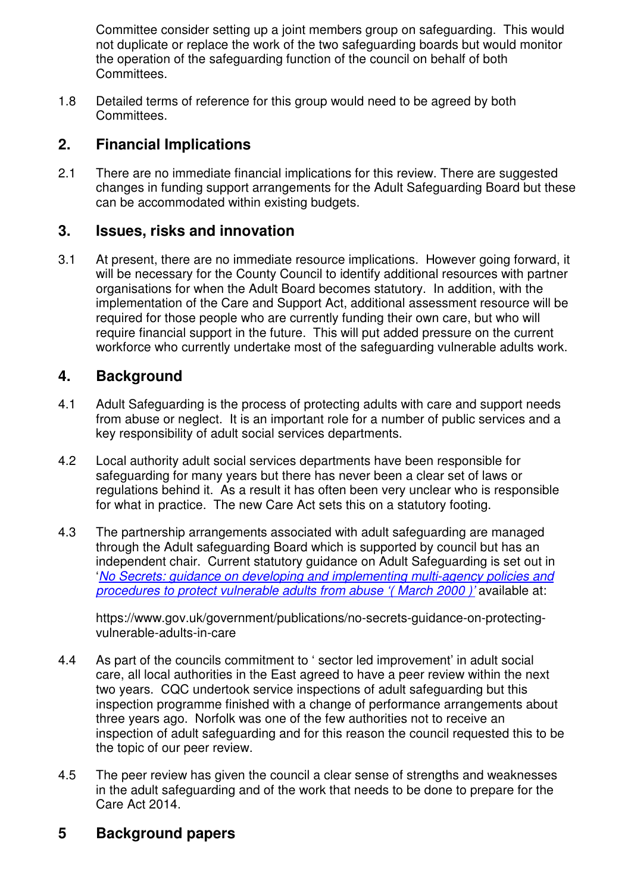Committee consider setting up a joint members group on safeguarding. This would not duplicate or replace the work of the two safeguarding boards but would monitor the operation of the safeguarding function of the council on behalf of both Committees.

1.8 Detailed terms of reference for this group would need to be agreed by both Committees.

## 2. Financial Implications

2.1 There are no immediate financial implications for this review. There are suggested changes in funding support arrangements for the Adult Safeguarding Board but these can be accommodated within existing budgets.

## 3. Issues, risks and innovation

3.1 At present, there are no immediate resource implications. However going forward, it will be necessary for the County Council to identify additional resources with partner organisations for when the Adult Board becomes statutory. In addition, with the implementation of the Care and Support Act, additional assessment resource will be required for those people who are currently funding their own care, but who will require financial support in the future. This will put added pressure on the current workforce who currently undertake most of the safeguarding vulnerable adults work.

## 4. Background

4.1 Adult Safeguarding is the process of protecting adults with care and support needs from abuse or neglect. It is an important role for a number of public services and a key responsibility of adult social services departments.

4.2 Local authority adult social services departments have been responsible for safeguarding for many years but there has never been a clear set of laws or regulations behind it. As a result it has often been very unclear who is responsible for what in practice. The new Care Act sets this on a statutory footing.

4.3 The partnership arrangements associated with adult safeguarding are managed through the Adult safeguarding Board which is supported by council but has an independent chair. Current statutory guidance on Adult Safeguarding is set out in '*No Secrets: guidance on developing and implementing multi-agency policies and procedures to protect vulnerable adults from abuse '( March 2000 )'* available at:

https://www.gov.uk/government/publications/no-secrets-guidance-on-protecting-vulnerable-adults-in-care

4.4 As part of the councils commitment to ' sector led improvement' in adult social care, all local authorities in the East agreed to have a peer review within the next two years. CQC undertook service inspections of adult safeguarding but this inspection programme finished with a change of performance arrangements about three years ago. Norfolk was one of the few authorities not to receive an inspection of adult safeguarding and for this reason the council requested this to be the topic of our peer review.

4.5 The peer review has given the council a clear sense of strengths and weaknesses in the adult safeguarding and of the work that needs to be done to prepare for the Care Act 2014.

## 5 Background papers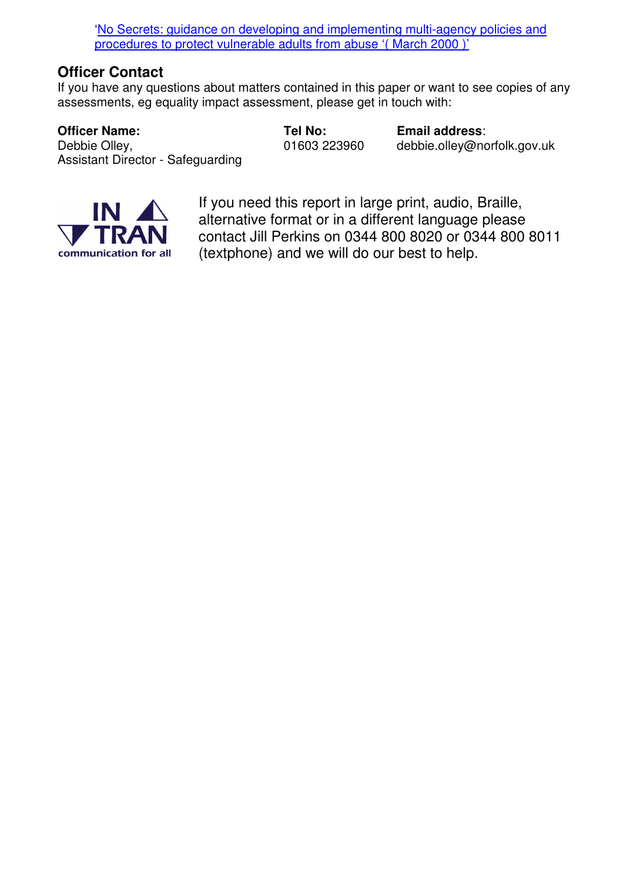'[No Secrets: guidance on developing and implementing multi-agency policies and procedures to protect vulnerable adults from abuse '( March 2000 )'](#)

## Officer Contact

If you have any questions about matters contained in this paper or want to see copies of any assessments, eg equality impact assessment, please get in touch with:

| **Officer Name:** | **Tel No:** | **Email address**: |
|---|---|---|
| Debbie Olley, Assistant Director - Safeguarding | 01603 223960 | debbie.olley@norfolk.gov.uk |

IN TRAN communication for all

If you need this report in large print, audio, Braille, alternative format or in a different language please contact Jill Perkins on 0344 800 8020 or 0344 800 8011 (textphone) and we will do our best to help.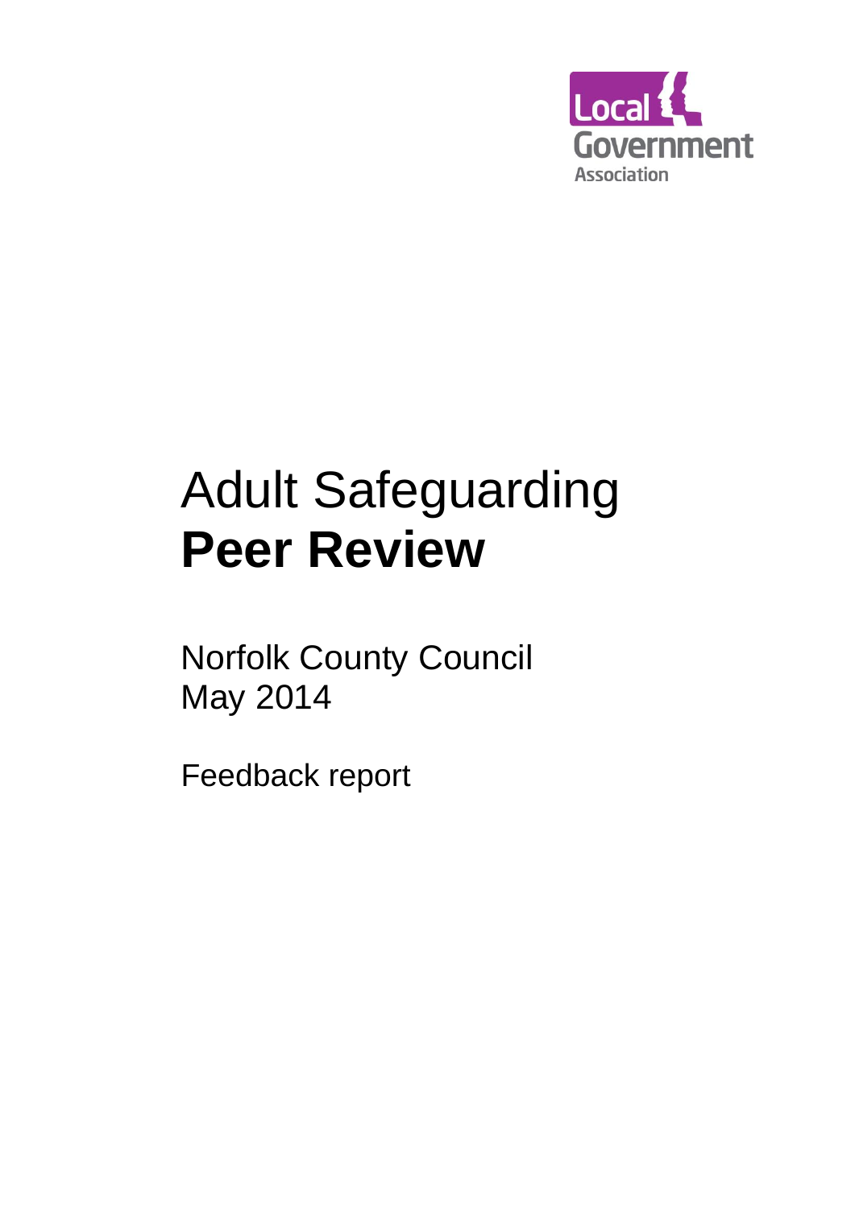Local Government Association

# Adult Safeguarding
# **Peer Review**

Norfolk County Council
May 2014

Feedback report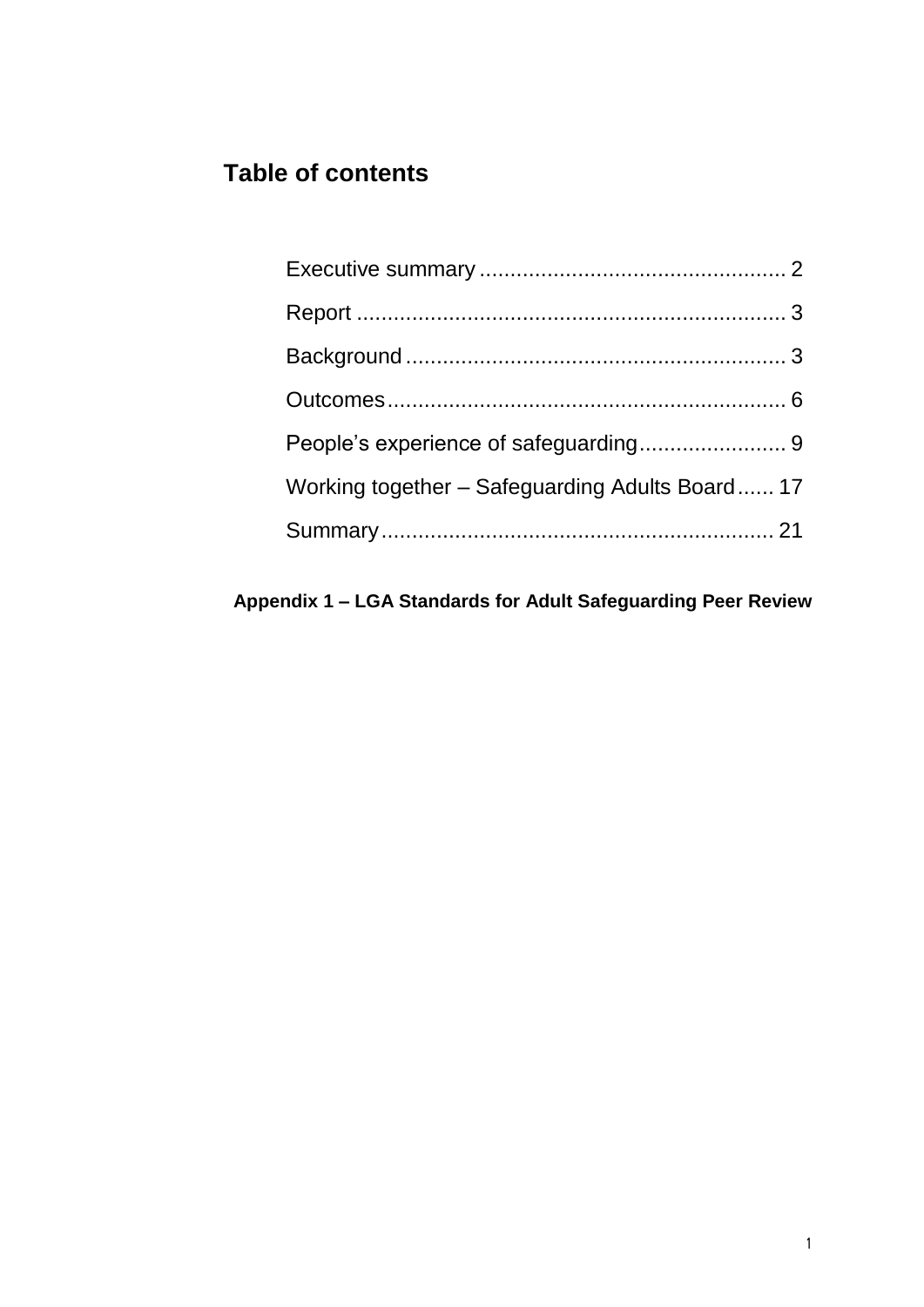## Table of contents

Executive summary .................................................. 2

Report ...................................................................... 3

Background .............................................................. 3

Outcomes.................................................................. 6

People's experience of safeguarding........................ 9

Working together – Safeguarding Adults Board...... 17

Summary................................................................. 21

**Appendix 1 – LGA Standards for Adult Safeguarding Peer Review**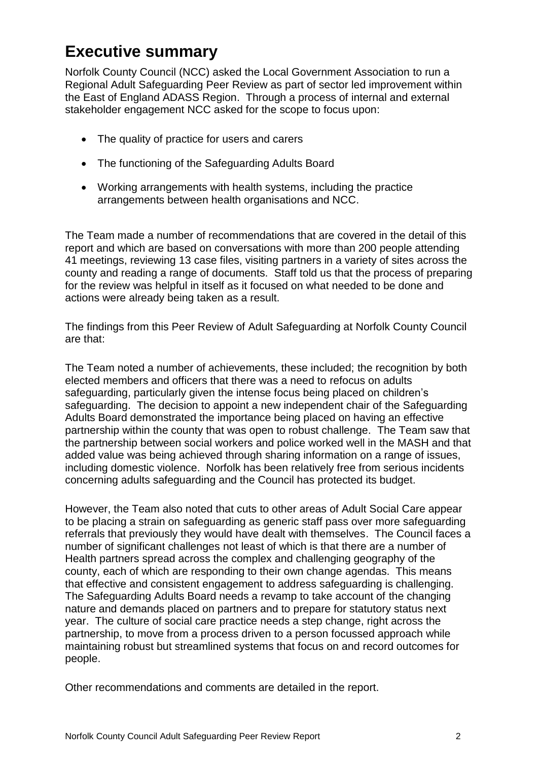# Executive summary

Norfolk County Council (NCC) asked the Local Government Association to run a Regional Adult Safeguarding Peer Review as part of sector led improvement within the East of England ADASS Region. Through a process of internal and external stakeholder engagement NCC asked for the scope to focus upon:

- The quality of practice for users and carers
- The functioning of the Safeguarding Adults Board
- Working arrangements with health systems, including the practice arrangements between health organisations and NCC.

The Team made a number of recommendations that are covered in the detail of this report and which are based on conversations with more than 200 people attending 41 meetings, reviewing 13 case files, visiting partners in a variety of sites across the county and reading a range of documents. Staff told us that the process of preparing for the review was helpful in itself as it focused on what needed to be done and actions were already being taken as a result.

The findings from this Peer Review of Adult Safeguarding at Norfolk County Council are that:

The Team noted a number of achievements, these included; the recognition by both elected members and officers that there was a need to refocus on adults safeguarding, particularly given the intense focus being placed on children's safeguarding. The decision to appoint a new independent chair of the Safeguarding Adults Board demonstrated the importance being placed on having an effective partnership within the county that was open to robust challenge. The Team saw that the partnership between social workers and police worked well in the MASH and that added value was being achieved through sharing information on a range of issues, including domestic violence. Norfolk has been relatively free from serious incidents concerning adults safeguarding and the Council has protected its budget.

However, the Team also noted that cuts to other areas of Adult Social Care appear to be placing a strain on safeguarding as generic staff pass over more safeguarding referrals that previously they would have dealt with themselves. The Council faces a number of significant challenges not least of which is that there are a number of Health partners spread across the complex and challenging geography of the county, each of which are responding to their own change agendas. This means that effective and consistent engagement to address safeguarding is challenging. The Safeguarding Adults Board needs a revamp to take account of the changing nature and demands placed on partners and to prepare for statutory status next year. The culture of social care practice needs a step change, right across the partnership, to move from a process driven to a person focussed approach while maintaining robust but streamlined systems that focus on and record outcomes for people.

Other recommendations and comments are detailed in the report.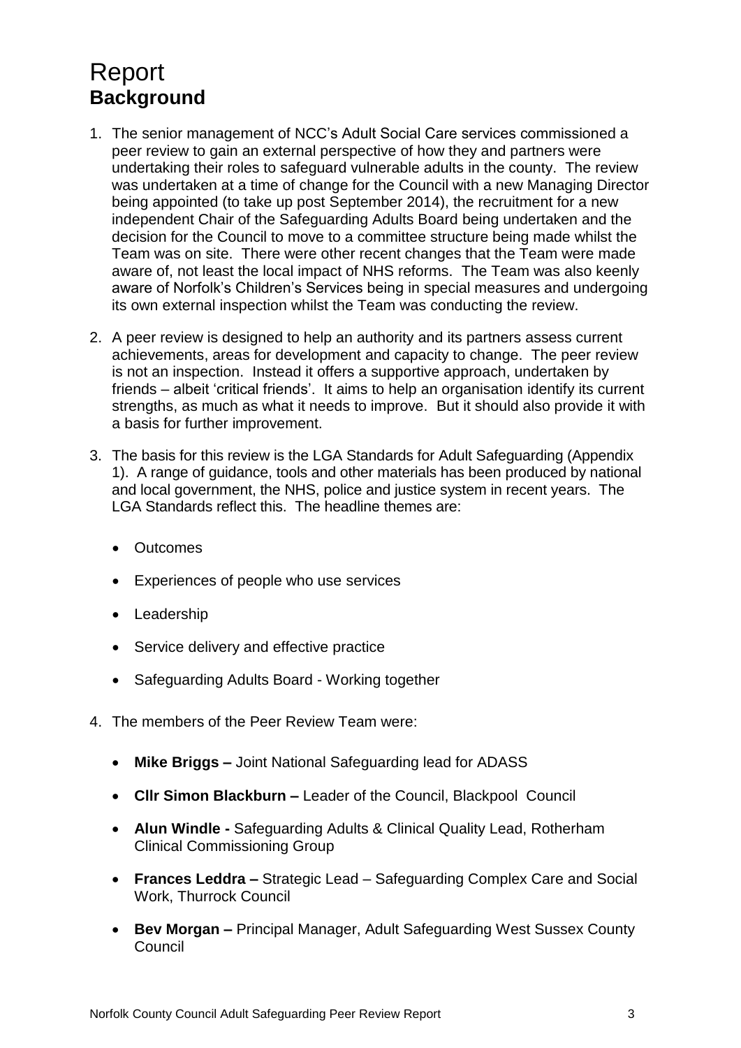# Report

## Background

1. The senior management of NCC's Adult Social Care services commissioned a peer review to gain an external perspective of how they and partners were undertaking their roles to safeguard vulnerable adults in the county. The review was undertaken at a time of change for the Council with a new Managing Director being appointed (to take up post September 2014), the recruitment for a new independent Chair of the Safeguarding Adults Board being undertaken and the decision for the Council to move to a committee structure being made whilst the Team was on site. There were other recent changes that the Team were made aware of, not least the local impact of NHS reforms. The Team was also keenly aware of Norfolk's Children's Services being in special measures and undergoing its own external inspection whilst the Team was conducting the review.

2. A peer review is designed to help an authority and its partners assess current achievements, areas for development and capacity to change. The peer review is not an inspection. Instead it offers a supportive approach, undertaken by friends – albeit 'critical friends'. It aims to help an organisation identify its current strengths, as much as what it needs to improve. But it should also provide it with a basis for further improvement.

3. The basis for this review is the LGA Standards for Adult Safeguarding (Appendix 1). A range of guidance, tools and other materials has been produced by national and local government, the NHS, police and justice system in recent years. The LGA Standards reflect this. The headline themes are:

    - Outcomes
    - Experiences of people who use services
    - Leadership
    - Service delivery and effective practice
    - Safeguarding Adults Board - Working together

4. The members of the Peer Review Team were:

    - **Mike Briggs –** Joint National Safeguarding lead for ADASS
    - **Cllr Simon Blackburn –** Leader of the Council, Blackpool Council
    - **Alun Windle -** Safeguarding Adults & Clinical Quality Lead, Rotherham Clinical Commissioning Group
    - **Frances Leddra –** Strategic Lead – Safeguarding Complex Care and Social Work, Thurrock Council
    - **Bev Morgan –** Principal Manager, Adult Safeguarding West Sussex County Council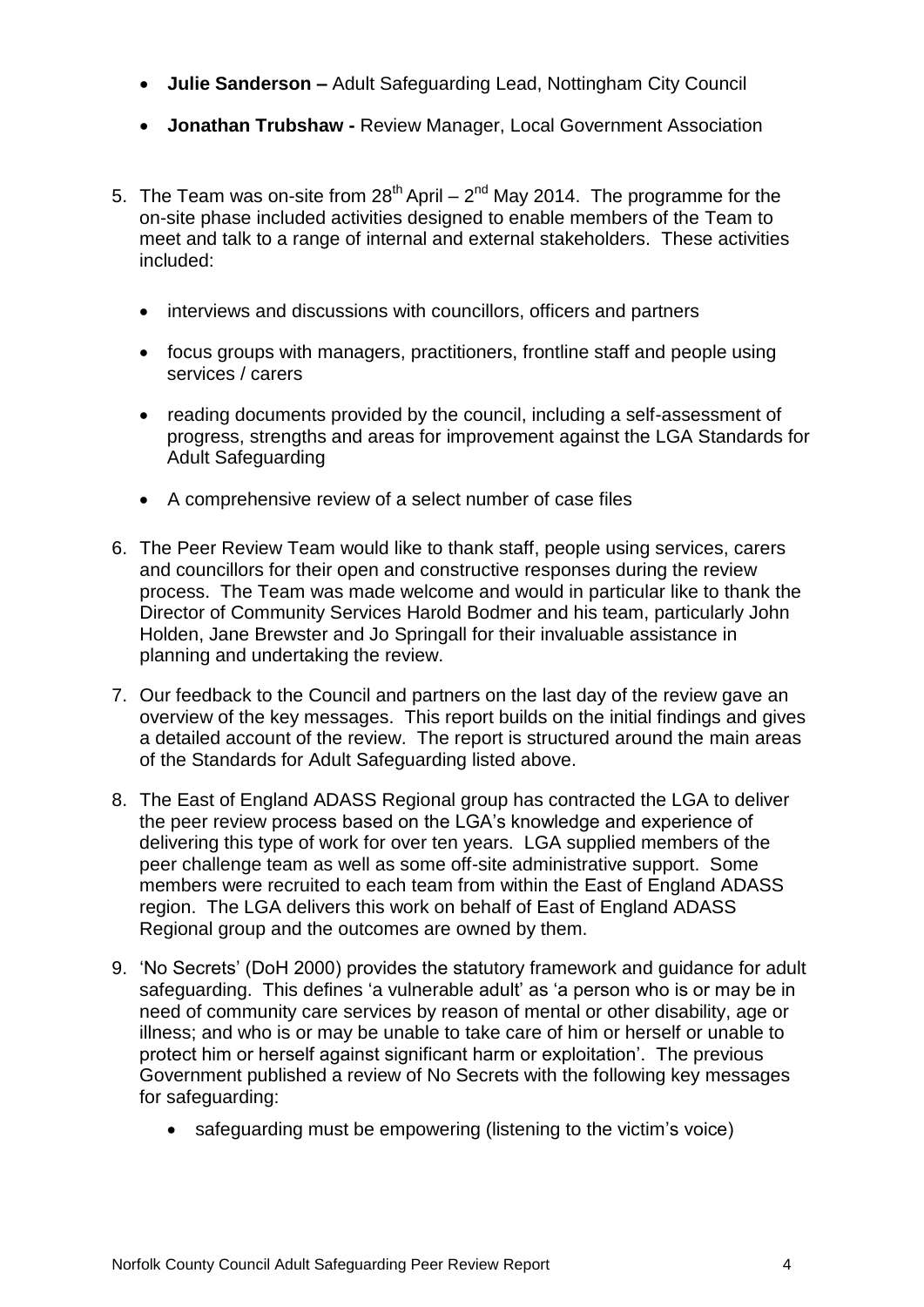- **Julie Sanderson –** Adult Safeguarding Lead, Nottingham City Council
- **Jonathan Trubshaw -** Review Manager, Local Government Association

5. The Team was on-site from 28th April – 2nd May 2014. The programme for the on-site phase included activities designed to enable members of the Team to meet and talk to a range of internal and external stakeholders. These activities included:

    - interviews and discussions with councillors, officers and partners
    - focus groups with managers, practitioners, frontline staff and people using services / carers
    - reading documents provided by the council, including a self-assessment of progress, strengths and areas for improvement against the LGA Standards for Adult Safeguarding
    - A comprehensive review of a select number of case files

6. The Peer Review Team would like to thank staff, people using services, carers and councillors for their open and constructive responses during the review process. The Team was made welcome and would in particular like to thank the Director of Community Services Harold Bodmer and his team, particularly John Holden, Jane Brewster and Jo Springall for their invaluable assistance in planning and undertaking the review.

7. Our feedback to the Council and partners on the last day of the review gave an overview of the key messages. This report builds on the initial findings and gives a detailed account of the review. The report is structured around the main areas of the Standards for Adult Safeguarding listed above.

8. The East of England ADASS Regional group has contracted the LGA to deliver the peer review process based on the LGA's knowledge and experience of delivering this type of work for over ten years. LGA supplied members of the peer challenge team as well as some off-site administrative support. Some members were recruited to each team from within the East of England ADASS region. The LGA delivers this work on behalf of East of England ADASS Regional group and the outcomes are owned by them.

9. 'No Secrets' (DoH 2000) provides the statutory framework and guidance for adult safeguarding. This defines 'a vulnerable adult' as 'a person who is or may be in need of community care services by reason of mental or other disability, age or illness; and who is or may be unable to take care of him or herself or unable to protect him or herself against significant harm or exploitation'. The previous Government published a review of No Secrets with the following key messages for safeguarding:

    - safeguarding must be empowering (listening to the victim's voice)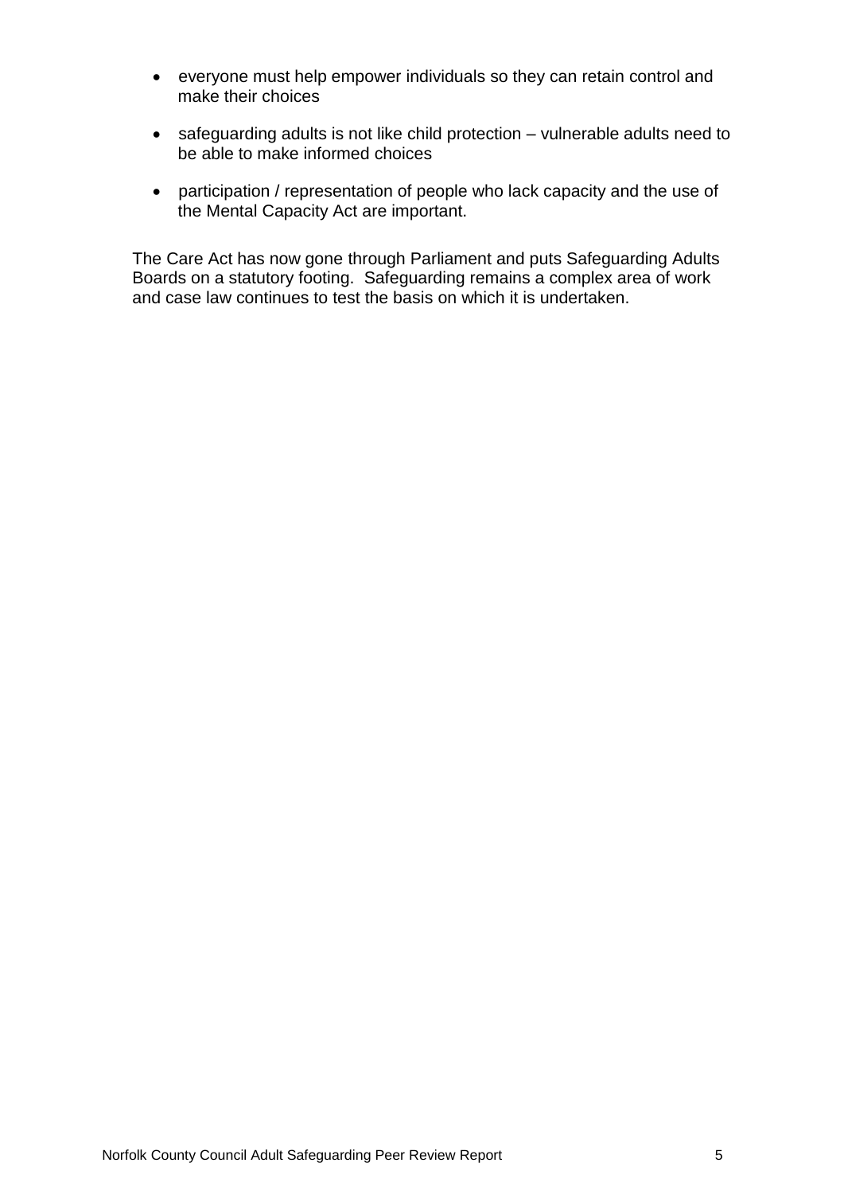- everyone must help empower individuals so they can retain control and make their choices
- safeguarding adults is not like child protection – vulnerable adults need to be able to make informed choices
- participation / representation of people who lack capacity and the use of the Mental Capacity Act are important.

The Care Act has now gone through Parliament and puts Safeguarding Adults Boards on a statutory footing. Safeguarding remains a complex area of work and case law continues to test the basis on which it is undertaken.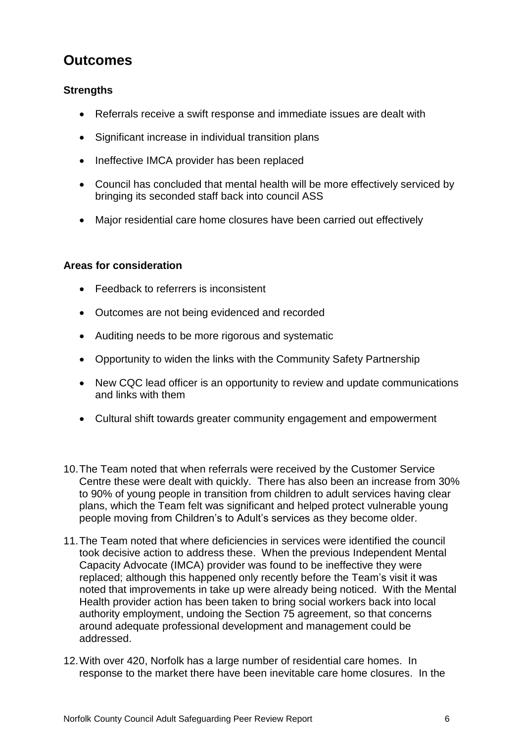## Outcomes

### Strengths

- Referrals receive a swift response and immediate issues are dealt with
- Significant increase in individual transition plans
- Ineffective IMCA provider has been replaced
- Council has concluded that mental health will be more effectively serviced by bringing its seconded staff back into council ASS
- Major residential care home closures have been carried out effectively

### Areas for consideration

- Feedback to referrers is inconsistent
- Outcomes are not being evidenced and recorded
- Auditing needs to be more rigorous and systematic
- Opportunity to widen the links with the Community Safety Partnership
- New CQC lead officer is an opportunity to review and update communications and links with them
- Cultural shift towards greater community engagement and empowerment

10. The Team noted that when referrals were received by the Customer Service Centre these were dealt with quickly. There has also been an increase from 30% to 90% of young people in transition from children to adult services having clear plans, which the Team felt was significant and helped protect vulnerable young people moving from Children's to Adult's services as they become older.

11. The Team noted that where deficiencies in services were identified the council took decisive action to address these. When the previous Independent Mental Capacity Advocate (IMCA) provider was found to be ineffective they were replaced; although this happened only recently before the Team's visit it was noted that improvements in take up were already being noticed. With the Mental Health provider action has been taken to bring social workers back into local authority employment, undoing the Section 75 agreement, so that concerns around adequate professional development and management could be addressed.

12. With over 420, Norfolk has a large number of residential care homes. In response to the market there have been inevitable care home closures. In the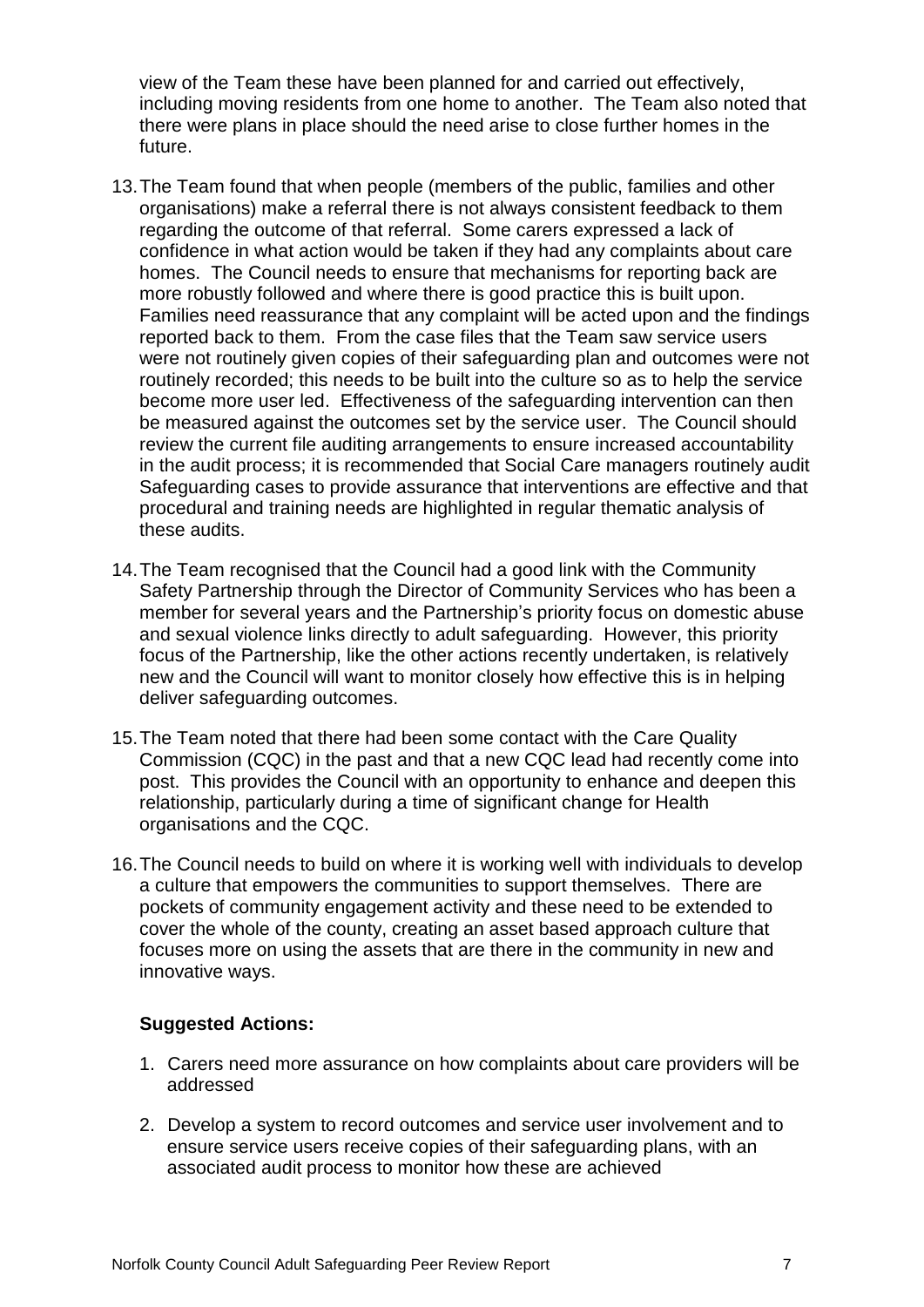view of the Team these have been planned for and carried out effectively, including moving residents from one home to another. The Team also noted that there were plans in place should the need arise to close further homes in the future.

13. The Team found that when people (members of the public, families and other organisations) make a referral there is not always consistent feedback to them regarding the outcome of that referral. Some carers expressed a lack of confidence in what action would be taken if they had any complaints about care homes. The Council needs to ensure that mechanisms for reporting back are more robustly followed and where there is good practice this is built upon. Families need reassurance that any complaint will be acted upon and the findings reported back to them. From the case files that the Team saw service users were not routinely given copies of their safeguarding plan and outcomes were not routinely recorded; this needs to be built into the culture so as to help the service become more user led. Effectiveness of the safeguarding intervention can then be measured against the outcomes set by the service user. The Council should review the current file auditing arrangements to ensure increased accountability in the audit process; it is recommended that Social Care managers routinely audit Safeguarding cases to provide assurance that interventions are effective and that procedural and training needs are highlighted in regular thematic analysis of these audits.

14. The Team recognised that the Council had a good link with the Community Safety Partnership through the Director of Community Services who has been a member for several years and the Partnership's priority focus on domestic abuse and sexual violence links directly to adult safeguarding. However, this priority focus of the Partnership, like the other actions recently undertaken, is relatively new and the Council will want to monitor closely how effective this is in helping deliver safeguarding outcomes.

15. The Team noted that there had been some contact with the Care Quality Commission (CQC) in the past and that a new CQC lead had recently come into post. This provides the Council with an opportunity to enhance and deepen this relationship, particularly during a time of significant change for Health organisations and the CQC.

16. The Council needs to build on where it is working well with individuals to develop a culture that empowers the communities to support themselves. There are pockets of community engagement activity and these need to be extended to cover the whole of the county, creating an asset based approach culture that focuses more on using the assets that are there in the community in new and innovative ways.

**Suggested Actions:**

1. Carers need more assurance on how complaints about care providers will be addressed
2. Develop a system to record outcomes and service user involvement and to ensure service users receive copies of their safeguarding plans, with an associated audit process to monitor how these are achieved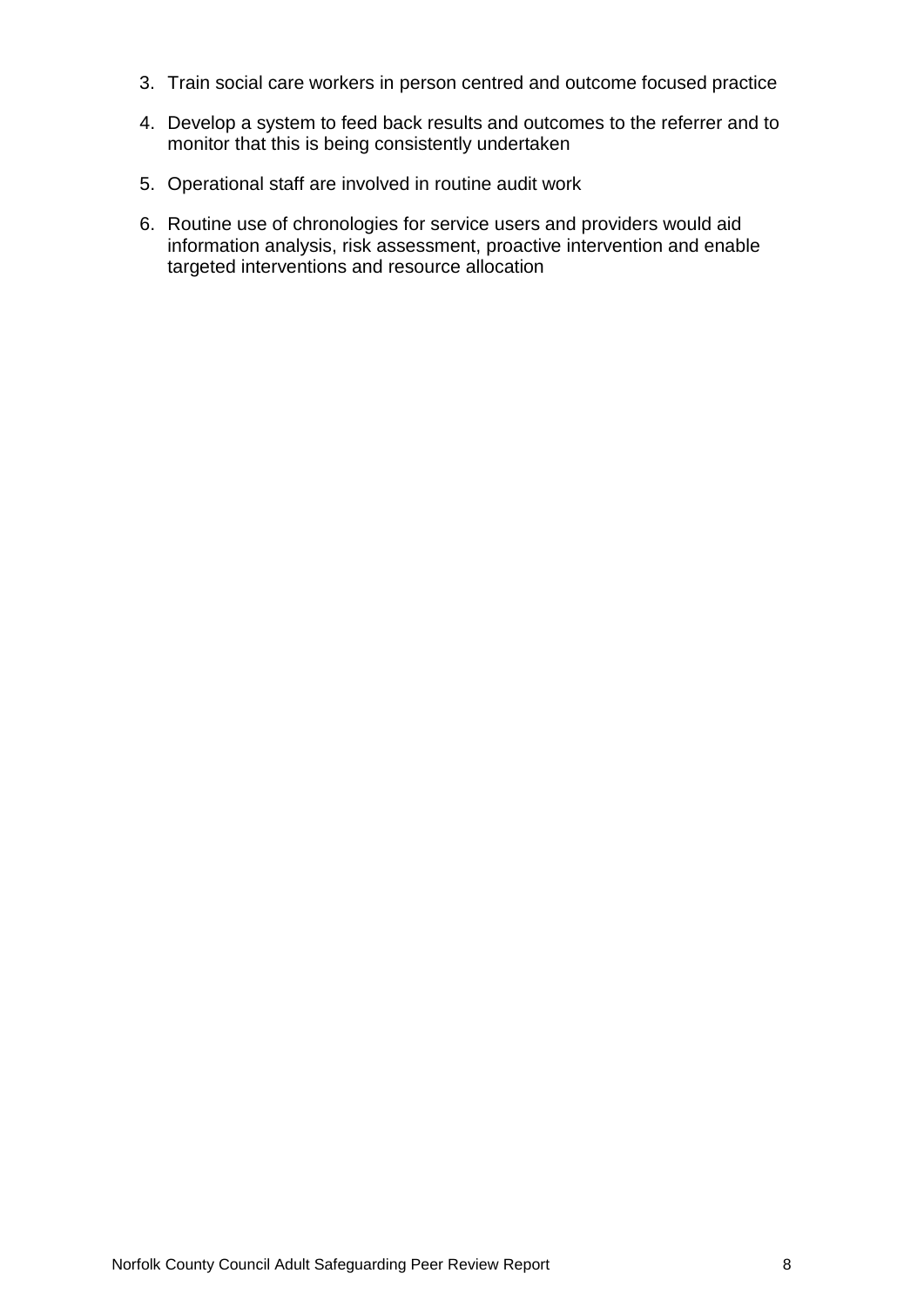3. Train social care workers in person centred and outcome focused practice
4. Develop a system to feed back results and outcomes to the referrer and to monitor that this is being consistently undertaken
5. Operational staff are involved in routine audit work
6. Routine use of chronologies for service users and providers would aid information analysis, risk assessment, proactive intervention and enable targeted interventions and resource allocation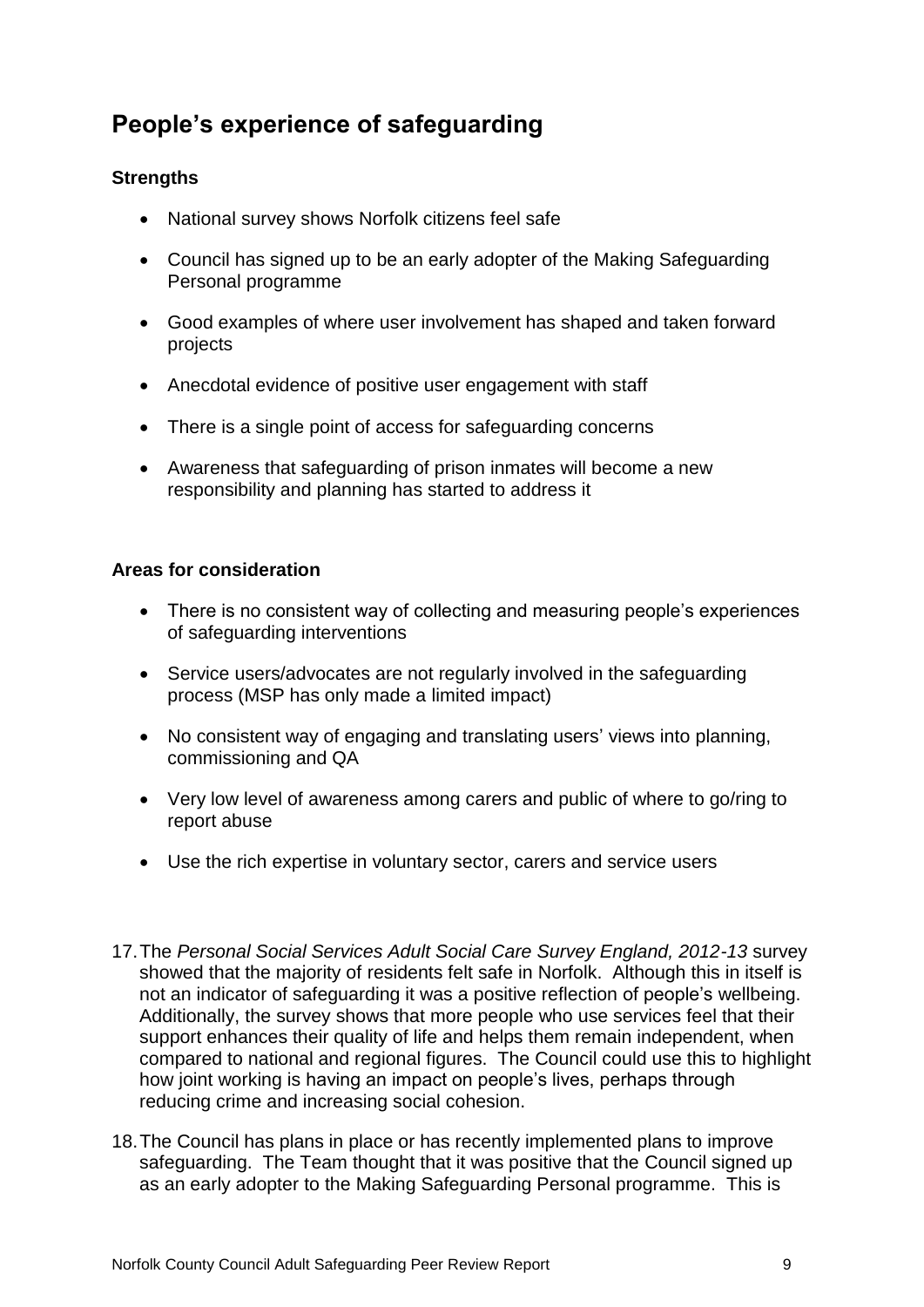## People's experience of safeguarding

**Strengths**

- National survey shows Norfolk citizens feel safe
- Council has signed up to be an early adopter of the Making Safeguarding Personal programme
- Good examples of where user involvement has shaped and taken forward projects
- Anecdotal evidence of positive user engagement with staff
- There is a single point of access for safeguarding concerns
- Awareness that safeguarding of prison inmates will become a new responsibility and planning has started to address it

**Areas for consideration**

- There is no consistent way of collecting and measuring people's experiences of safeguarding interventions
- Service users/advocates are not regularly involved in the safeguarding process (MSP has only made a limited impact)
- No consistent way of engaging and translating users' views into planning, commissioning and QA
- Very low level of awareness among carers and public of where to go/ring to report abuse
- Use the rich expertise in voluntary sector, carers and service users

17. The *Personal Social Services Adult Social Care Survey England, 2012-13* survey showed that the majority of residents felt safe in Norfolk. Although this in itself is not an indicator of safeguarding it was a positive reflection of people's wellbeing. Additionally, the survey shows that more people who use services feel that their support enhances their quality of life and helps them remain independent, when compared to national and regional figures. The Council could use this to highlight how joint working is having an impact on people's lives, perhaps through reducing crime and increasing social cohesion.

18. The Council has plans in place or has recently implemented plans to improve safeguarding. The Team thought that it was positive that the Council signed up as an early adopter to the Making Safeguarding Personal programme. This is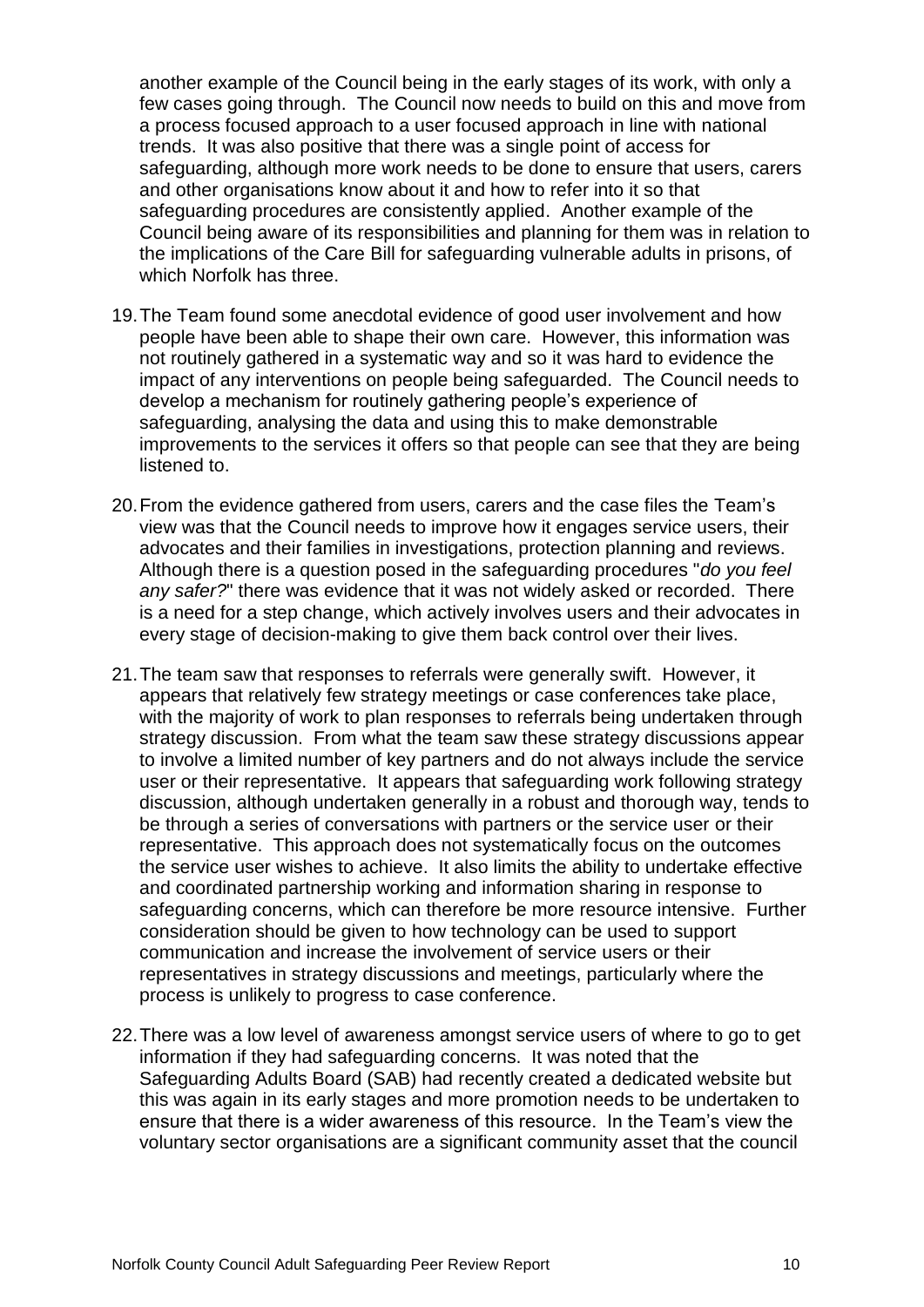another example of the Council being in the early stages of its work, with only a few cases going through. The Council now needs to build on this and move from a process focused approach to a user focused approach in line with national trends. It was also positive that there was a single point of access for safeguarding, although more work needs to be done to ensure that users, carers and other organisations know about it and how to refer into it so that safeguarding procedures are consistently applied. Another example of the Council being aware of its responsibilities and planning for them was in relation to the implications of the Care Bill for safeguarding vulnerable adults in prisons, of which Norfolk has three.

19. The Team found some anecdotal evidence of good user involvement and how people have been able to shape their own care. However, this information was not routinely gathered in a systematic way and so it was hard to evidence the impact of any interventions on people being safeguarded. The Council needs to develop a mechanism for routinely gathering people's experience of safeguarding, analysing the data and using this to make demonstrable improvements to the services it offers so that people can see that they are being listened to.

20. From the evidence gathered from users, carers and the case files the Team's view was that the Council needs to improve how it engages service users, their advocates and their families in investigations, protection planning and reviews. Although there is a question posed in the safeguarding procedures "*do you feel any safer?*" there was evidence that it was not widely asked or recorded. There is a need for a step change, which actively involves users and their advocates in every stage of decision-making to give them back control over their lives.

21. The team saw that responses to referrals were generally swift. However, it appears that relatively few strategy meetings or case conferences take place, with the majority of work to plan responses to referrals being undertaken through strategy discussion. From what the team saw these strategy discussions appear to involve a limited number of key partners and do not always include the service user or their representative. It appears that safeguarding work following strategy discussion, although undertaken generally in a robust and thorough way, tends to be through a series of conversations with partners or the service user or their representative. This approach does not systematically focus on the outcomes the service user wishes to achieve. It also limits the ability to undertake effective and coordinated partnership working and information sharing in response to safeguarding concerns, which can therefore be more resource intensive. Further consideration should be given to how technology can be used to support communication and increase the involvement of service users or their representatives in strategy discussions and meetings, particularly where the process is unlikely to progress to case conference.

22. There was a low level of awareness amongst service users of where to go to get information if they had safeguarding concerns. It was noted that the Safeguarding Adults Board (SAB) had recently created a dedicated website but this was again in its early stages and more promotion needs to be undertaken to ensure that there is a wider awareness of this resource. In the Team's view the voluntary sector organisations are a significant community asset that the council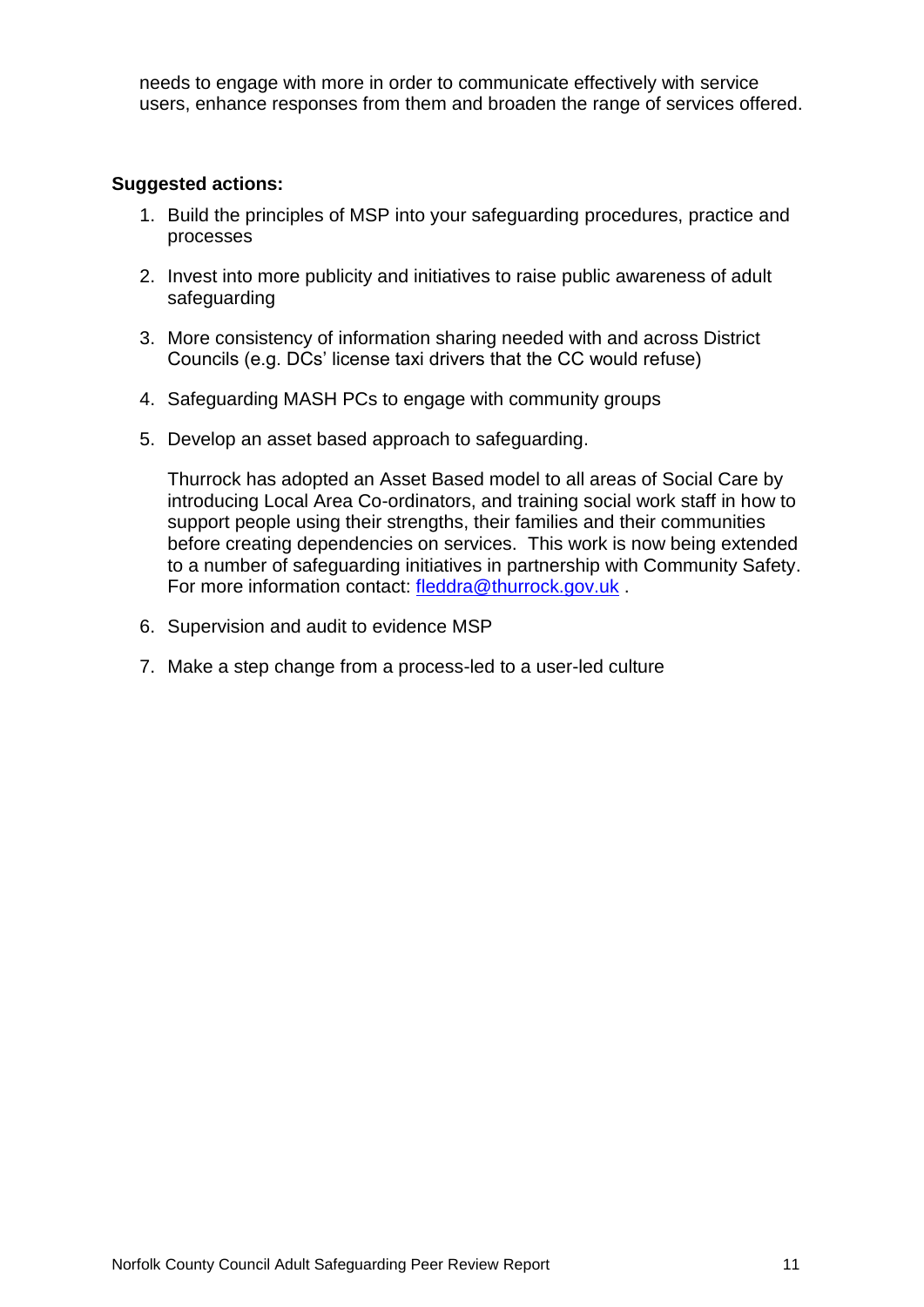needs to engage with more in order to communicate effectively with service users, enhance responses from them and broaden the range of services offered.

**Suggested actions:**

1. Build the principles of MSP into your safeguarding procedures, practice and processes
2. Invest into more publicity and initiatives to raise public awareness of adult safeguarding
3. More consistency of information sharing needed with and across District Councils (e.g. DCs' license taxi drivers that the CC would refuse)
4. Safeguarding MASH PCs to engage with community groups
5. Develop an asset based approach to safeguarding.

   Thurrock has adopted an Asset Based model to all areas of Social Care by introducing Local Area Co-ordinators, and training social work staff in how to support people using their strengths, their families and their communities before creating dependencies on services. This work is now being extended to a number of safeguarding initiatives in partnership with Community Safety. For more information contact: fleddra@thurrock.gov.uk .

6. Supervision and audit to evidence MSP
7. Make a step change from a process-led to a user-led culture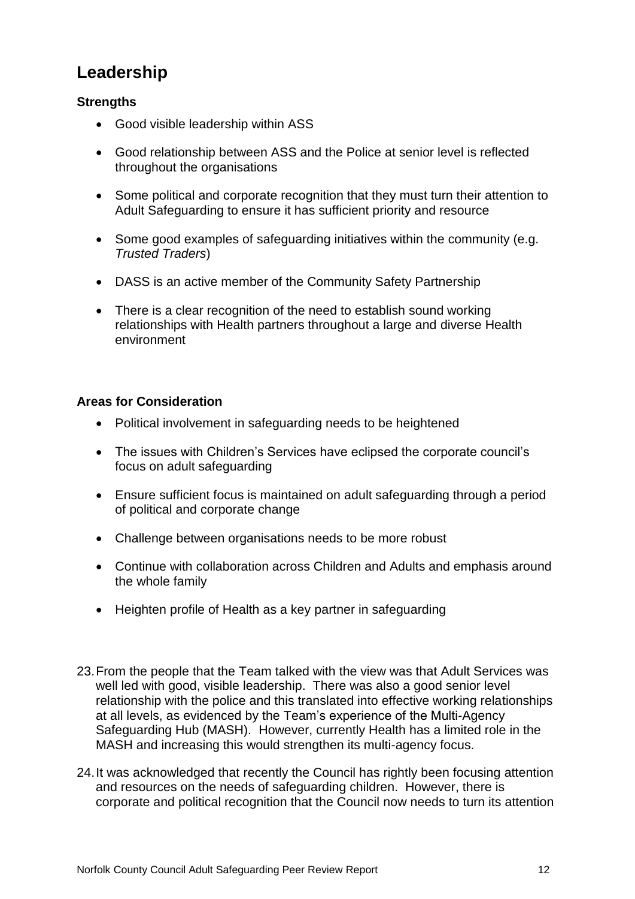## Leadership

### Strengths

- Good visible leadership within ASS
- Good relationship between ASS and the Police at senior level is reflected throughout the organisations
- Some political and corporate recognition that they must turn their attention to Adult Safeguarding to ensure it has sufficient priority and resource
- Some good examples of safeguarding initiatives within the community (e.g. *Trusted Traders*)
- DASS is an active member of the Community Safety Partnership
- There is a clear recognition of the need to establish sound working relationships with Health partners throughout a large and diverse Health environment

### Areas for Consideration

- Political involvement in safeguarding needs to be heightened
- The issues with Children's Services have eclipsed the corporate council's focus on adult safeguarding
- Ensure sufficient focus is maintained on adult safeguarding through a period of political and corporate change
- Challenge between organisations needs to be more robust
- Continue with collaboration across Children and Adults and emphasis around the whole family
- Heighten profile of Health as a key partner in safeguarding

23. From the people that the Team talked with the view was that Adult Services was well led with good, visible leadership. There was also a good senior level relationship with the police and this translated into effective working relationships at all levels, as evidenced by the Team's experience of the Multi-Agency Safeguarding Hub (MASH). However, currently Health has a limited role in the MASH and increasing this would strengthen its multi-agency focus.

24. It was acknowledged that recently the Council has rightly been focusing attention and resources on the needs of safeguarding children. However, there is corporate and political recognition that the Council now needs to turn its attention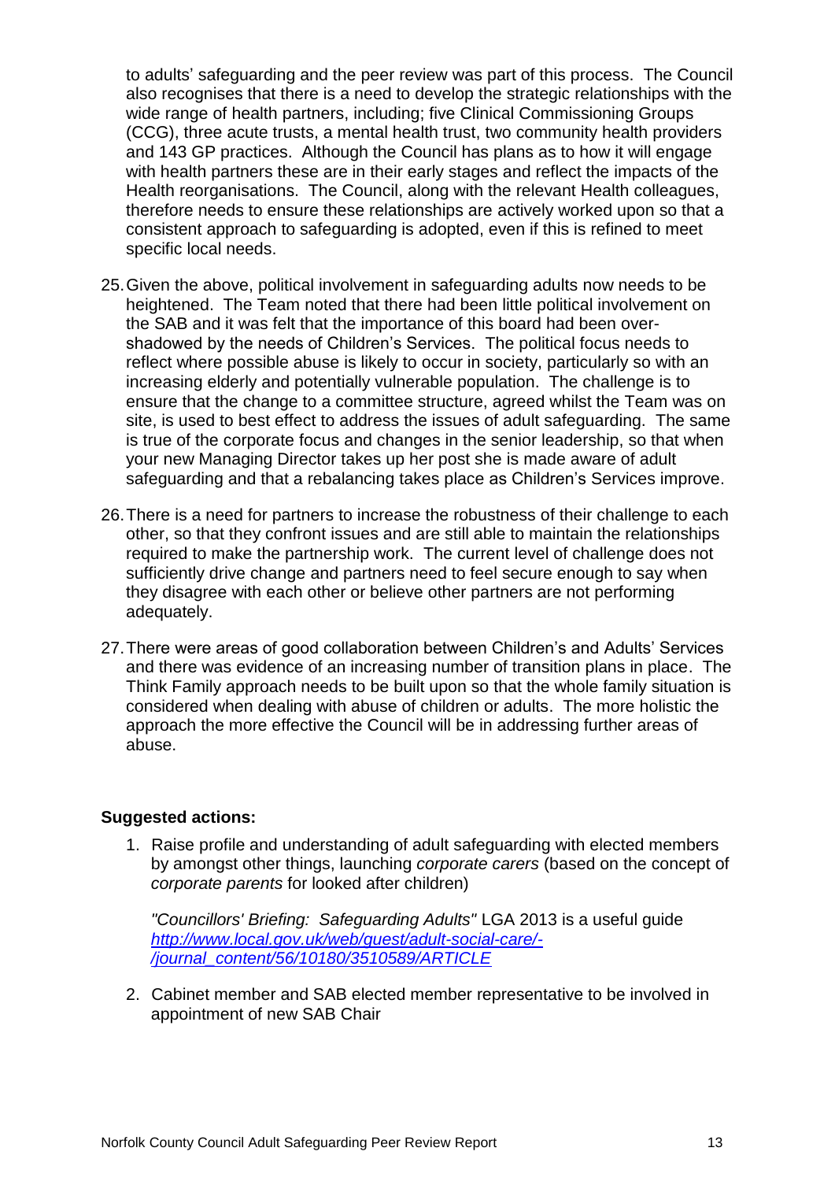to adults' safeguarding and the peer review was part of this process. The Council also recognises that there is a need to develop the strategic relationships with the wide range of health partners, including; five Clinical Commissioning Groups (CCG), three acute trusts, a mental health trust, two community health providers and 143 GP practices. Although the Council has plans as to how it will engage with health partners these are in their early stages and reflect the impacts of the Health reorganisations. The Council, along with the relevant Health colleagues, therefore needs to ensure these relationships are actively worked upon so that a consistent approach to safeguarding is adopted, even if this is refined to meet specific local needs.

25. Given the above, political involvement in safeguarding adults now needs to be heightened. The Team noted that there had been little political involvement on the SAB and it was felt that the importance of this board had been over-shadowed by the needs of Children's Services. The political focus needs to reflect where possible abuse is likely to occur in society, particularly so with an increasing elderly and potentially vulnerable population. The challenge is to ensure that the change to a committee structure, agreed whilst the Team was on site, is used to best effect to address the issues of adult safeguarding. The same is true of the corporate focus and changes in the senior leadership, so that when your new Managing Director takes up her post she is made aware of adult safeguarding and that a rebalancing takes place as Children's Services improve.

26. There is a need for partners to increase the robustness of their challenge to each other, so that they confront issues and are still able to maintain the relationships required to make the partnership work. The current level of challenge does not sufficiently drive change and partners need to feel secure enough to say when they disagree with each other or believe other partners are not performing adequately.

27. There were areas of good collaboration between Children's and Adults' Services and there was evidence of an increasing number of transition plans in place. The Think Family approach needs to be built upon so that the whole family situation is considered when dealing with abuse of children or adults. The more holistic the approach the more effective the Council will be in addressing further areas of abuse.

**Suggested actions:**

1. Raise profile and understanding of adult safeguarding with elected members by amongst other things, launching *corporate carers* (based on the concept of *corporate parents* for looked after children)

   *"Councillors' Briefing: Safeguarding Adults"* LGA 2013 is a useful guide [http://www.local.gov.uk/web/guest/adult-social-care/-/journal_content/56/10180/3510589/ARTICLE](http://www.local.gov.uk/web/guest/adult-social-care/-/journal_content/56/10180/3510589/ARTICLE)

2. Cabinet member and SAB elected member representative to be involved in appointment of new SAB Chair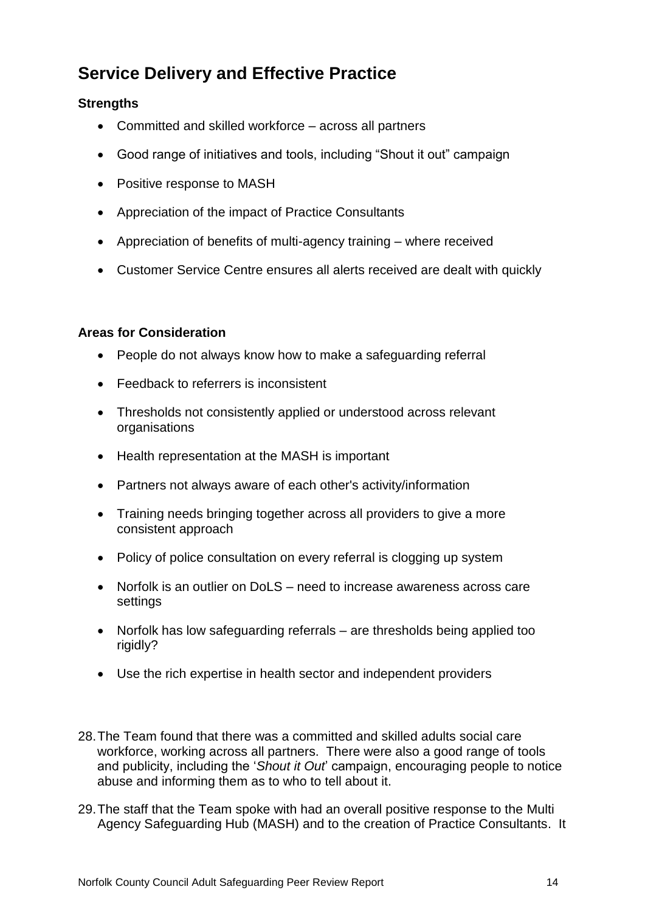## Service Delivery and Effective Practice

**Strengths**

- Committed and skilled workforce – across all partners
- Good range of initiatives and tools, including “Shout it out” campaign
- Positive response to MASH
- Appreciation of the impact of Practice Consultants
- Appreciation of benefits of multi-agency training – where received
- Customer Service Centre ensures all alerts received are dealt with quickly

**Areas for Consideration**

- People do not always know how to make a safeguarding referral
- Feedback to referrers is inconsistent
- Thresholds not consistently applied or understood across relevant organisations
- Health representation at the MASH is important
- Partners not always aware of each other's activity/information
- Training needs bringing together across all providers to give a more consistent approach
- Policy of police consultation on every referral is clogging up system
- Norfolk is an outlier on DoLS – need to increase awareness across care settings
- Norfolk has low safeguarding referrals – are thresholds being applied too rigidly?
- Use the rich expertise in health sector and independent providers

28. The Team found that there was a committed and skilled adults social care workforce, working across all partners. There were also a good range of tools and publicity, including the '*Shout it Out*' campaign, encouraging people to notice abuse and informing them as to who to tell about it.

29. The staff that the Team spoke with had an overall positive response to the Multi Agency Safeguarding Hub (MASH) and to the creation of Practice Consultants. It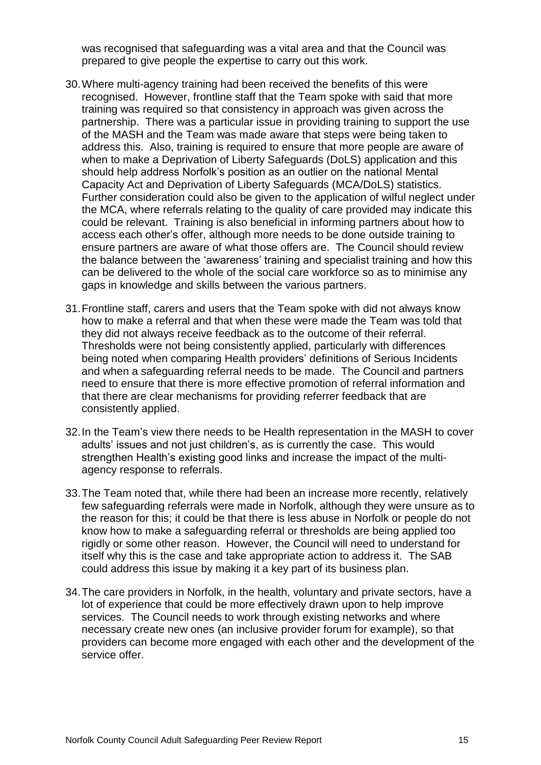was recognised that safeguarding was a vital area and that the Council was prepared to give people the expertise to carry out this work.

30. Where multi-agency training had been received the benefits of this were recognised. However, frontline staff that the Team spoke with said that more training was required so that consistency in approach was given across the partnership. There was a particular issue in providing training to support the use of the MASH and the Team was made aware that steps were being taken to address this. Also, training is required to ensure that more people are aware of when to make a Deprivation of Liberty Safeguards (DoLS) application and this should help address Norfolk's position as an outlier on the national Mental Capacity Act and Deprivation of Liberty Safeguards (MCA/DoLS) statistics. Further consideration could also be given to the application of wilful neglect under the MCA, where referrals relating to the quality of care provided may indicate this could be relevant. Training is also beneficial in informing partners about how to access each other's offer, although more needs to be done outside training to ensure partners are aware of what those offers are. The Council should review the balance between the 'awareness' training and specialist training and how this can be delivered to the whole of the social care workforce so as to minimise any gaps in knowledge and skills between the various partners.

31. Frontline staff, carers and users that the Team spoke with did not always know how to make a referral and that when these were made the Team was told that they did not always receive feedback as to the outcome of their referral. Thresholds were not being consistently applied, particularly with differences being noted when comparing Health providers' definitions of Serious Incidents and when a safeguarding referral needs to be made. The Council and partners need to ensure that there is more effective promotion of referral information and that there are clear mechanisms for providing referrer feedback that are consistently applied.

32. In the Team's view there needs to be Health representation in the MASH to cover adults' issues and not just children's, as is currently the case. This would strengthen Health's existing good links and increase the impact of the multi-agency response to referrals.

33. The Team noted that, while there had been an increase more recently, relatively few safeguarding referrals were made in Norfolk, although they were unsure as to the reason for this; it could be that there is less abuse in Norfolk or people do not know how to make a safeguarding referral or thresholds are being applied too rigidly or some other reason. However, the Council will need to understand for itself why this is the case and take appropriate action to address it. The SAB could address this issue by making it a key part of its business plan.

34. The care providers in Norfolk, in the health, voluntary and private sectors, have a lot of experience that could be more effectively drawn upon to help improve services. The Council needs to work through existing networks and where necessary create new ones (an inclusive provider forum for example), so that providers can become more engaged with each other and the development of the service offer.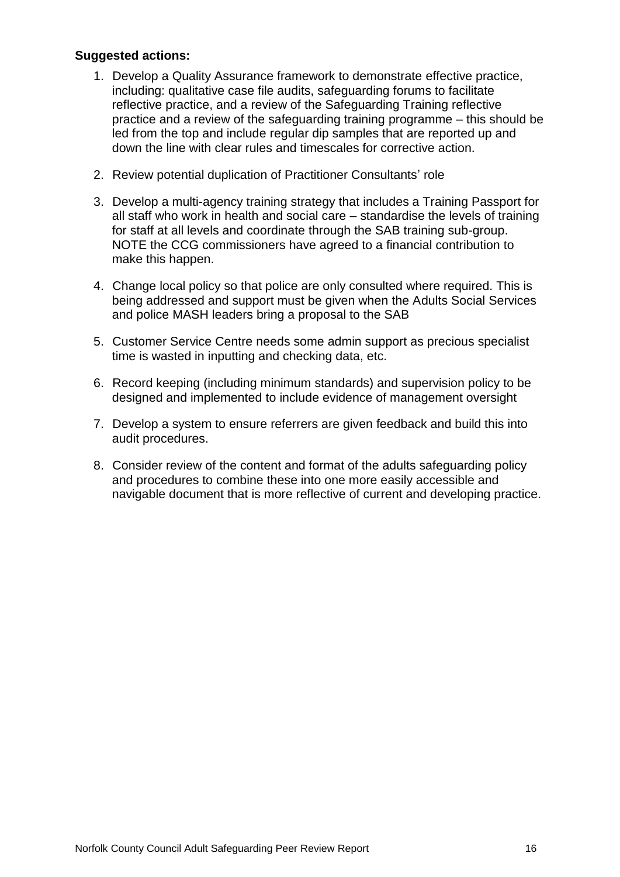**Suggested actions:**

1. Develop a Quality Assurance framework to demonstrate effective practice, including: qualitative case file audits, safeguarding forums to facilitate reflective practice, and a review of the Safeguarding Training reflective practice and a review of the safeguarding training programme – this should be led from the top and include regular dip samples that are reported up and down the line with clear rules and timescales for corrective action.

2. Review potential duplication of Practitioner Consultants' role

3. Develop a multi-agency training strategy that includes a Training Passport for all staff who work in health and social care – standardise the levels of training for staff at all levels and coordinate through the SAB training sub-group. NOTE the CCG commissioners have agreed to a financial contribution to make this happen.

4. Change local policy so that police are only consulted where required. This is being addressed and support must be given when the Adults Social Services and police MASH leaders bring a proposal to the SAB

5. Customer Service Centre needs some admin support as precious specialist time is wasted in inputting and checking data, etc.

6. Record keeping (including minimum standards) and supervision policy to be designed and implemented to include evidence of management oversight

7. Develop a system to ensure referrers are given feedback and build this into audit procedures.

8. Consider review of the content and format of the adults safeguarding policy and procedures to combine these into one more easily accessible and navigable document that is more reflective of current and developing practice.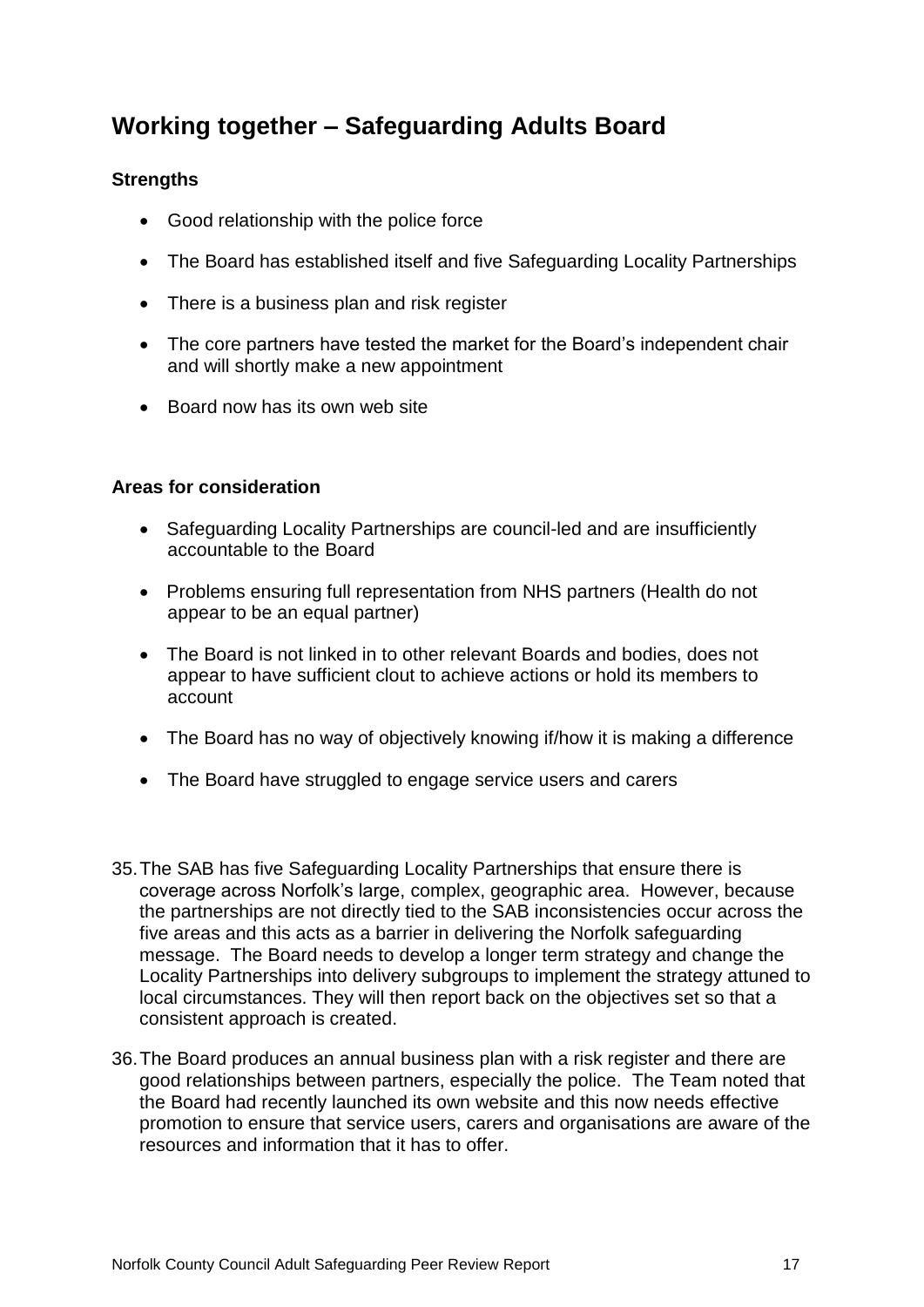## Working together – Safeguarding Adults Board

### Strengths

- Good relationship with the police force
- The Board has established itself and five Safeguarding Locality Partnerships
- There is a business plan and risk register
- The core partners have tested the market for the Board's independent chair and will shortly make a new appointment
- Board now has its own web site

### Areas for consideration

- Safeguarding Locality Partnerships are council-led and are insufficiently accountable to the Board
- Problems ensuring full representation from NHS partners (Health do not appear to be an equal partner)
- The Board is not linked in to other relevant Boards and bodies, does not appear to have sufficient clout to achieve actions or hold its members to account
- The Board has no way of objectively knowing if/how it is making a difference
- The Board have struggled to engage service users and carers

35. The SAB has five Safeguarding Locality Partnerships that ensure there is coverage across Norfolk's large, complex, geographic area. However, because the partnerships are not directly tied to the SAB inconsistencies occur across the five areas and this acts as a barrier in delivering the Norfolk safeguarding message. The Board needs to develop a longer term strategy and change the Locality Partnerships into delivery subgroups to implement the strategy attuned to local circumstances. They will then report back on the objectives set so that a consistent approach is created.

36. The Board produces an annual business plan with a risk register and there are good relationships between partners, especially the police. The Team noted that the Board had recently launched its own website and this now needs effective promotion to ensure that service users, carers and organisations are aware of the resources and information that it has to offer.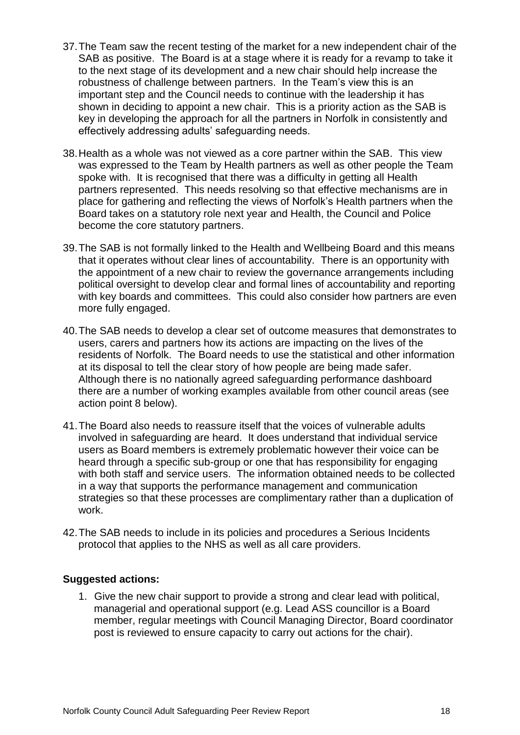37. The Team saw the recent testing of the market for a new independent chair of the SAB as positive. The Board is at a stage where it is ready for a revamp to take it to the next stage of its development and a new chair should help increase the robustness of challenge between partners. In the Team's view this is an important step and the Council needs to continue with the leadership it has shown in deciding to appoint a new chair. This is a priority action as the SAB is key in developing the approach for all the partners in Norfolk in consistently and effectively addressing adults' safeguarding needs.

38. Health as a whole was not viewed as a core partner within the SAB. This view was expressed to the Team by Health partners as well as other people the Team spoke with. It is recognised that there was a difficulty in getting all Health partners represented. This needs resolving so that effective mechanisms are in place for gathering and reflecting the views of Norfolk's Health partners when the Board takes on a statutory role next year and Health, the Council and Police become the core statutory partners.

39. The SAB is not formally linked to the Health and Wellbeing Board and this means that it operates without clear lines of accountability. There is an opportunity with the appointment of a new chair to review the governance arrangements including political oversight to develop clear and formal lines of accountability and reporting with key boards and committees. This could also consider how partners are even more fully engaged.

40. The SAB needs to develop a clear set of outcome measures that demonstrates to users, carers and partners how its actions are impacting on the lives of the residents of Norfolk. The Board needs to use the statistical and other information at its disposal to tell the clear story of how people are being made safer. Although there is no nationally agreed safeguarding performance dashboard there are a number of working examples available from other council areas (see action point 8 below).

41. The Board also needs to reassure itself that the voices of vulnerable adults involved in safeguarding are heard. It does understand that individual service users as Board members is extremely problematic however their voice can be heard through a specific sub-group or one that has responsibility for engaging with both staff and service users. The information obtained needs to be collected in a way that supports the performance management and communication strategies so that these processes are complimentary rather than a duplication of work.

42. The SAB needs to include in its policies and procedures a Serious Incidents protocol that applies to the NHS as well as all care providers.

**Suggested actions:**

1. Give the new chair support to provide a strong and clear lead with political, managerial and operational support (e.g. Lead ASS councillor is a Board member, regular meetings with Council Managing Director, Board coordinator post is reviewed to ensure capacity to carry out actions for the chair).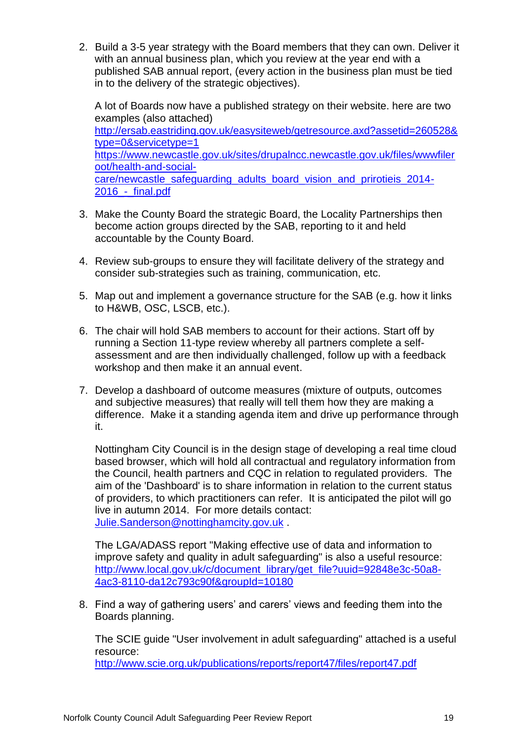2. Build a 3-5 year strategy with the Board members that they can own. Deliver it with an annual business plan, which you review at the year end with a published SAB annual report, (every action in the business plan must be tied in to the delivery of the strategic objectives).

   A lot of Boards now have a published strategy on their website. here are two examples (also attached)
   http://ersab.eastriding.gov.uk/easysiteweb/getresource.axd?assetid=260528&type=0&servicetype=1
   https://www.newcastle.gov.uk/sites/drupalncc.newcastle.gov.uk/files/wwwfileroot/health-and-social-care/newcastle_safeguarding_adults_board_vision_and_prirotieis_2014-2016_-_final.pdf

3. Make the County Board the strategic Board, the Locality Partnerships then become action groups directed by the SAB, reporting to it and held accountable by the County Board.

4. Review sub-groups to ensure they will facilitate delivery of the strategy and consider sub-strategies such as training, communication, etc.

5. Map out and implement a governance structure for the SAB (e.g. how it links to H&WB, OSC, LSCB, etc.).

6. The chair will hold SAB members to account for their actions. Start off by running a Section 11-type review whereby all partners complete a self-assessment and are then individually challenged, follow up with a feedback workshop and then make it an annual event.

7. Develop a dashboard of outcome measures (mixture of outputs, outcomes and subjective measures) that really will tell them how they are making a difference. Make it a standing agenda item and drive up performance through it.

   Nottingham City Council is in the design stage of developing a real time cloud based browser, which will hold all contractual and regulatory information from the Council, health partners and CQC in relation to regulated providers. The aim of the 'Dashboard' is to share information in relation to the current status of providers, to which practitioners can refer. It is anticipated the pilot will go live in autumn 2014. For more details contact: Julie.Sanderson@nottinghamcity.gov.uk .

   The LGA/ADASS report "Making effective use of data and information to improve safety and quality in adult safeguarding" is also a useful resource: http://www.local.gov.uk/c/document_library/get_file?uuid=92848e3c-50a8-4ac3-8110-da12c793c90f&groupId=10180

8. Find a way of gathering users' and carers' views and feeding them into the Boards planning.

   The SCIE guide "User involvement in adult safeguarding" attached is a useful resource:
   http://www.scie.org.uk/publications/reports/report47/files/report47.pdf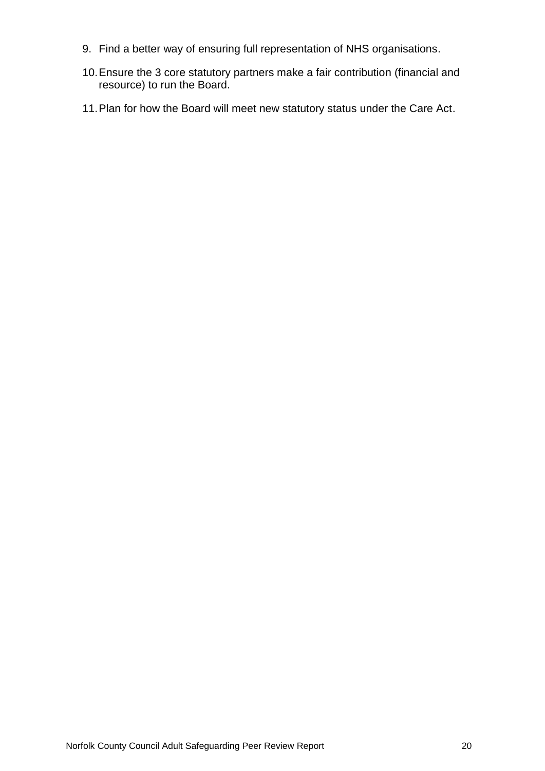9. Find a better way of ensuring full representation of NHS organisations.

10. Ensure the 3 core statutory partners make a fair contribution (financial and resource) to run the Board.

11. Plan for how the Board will meet new statutory status under the Care Act.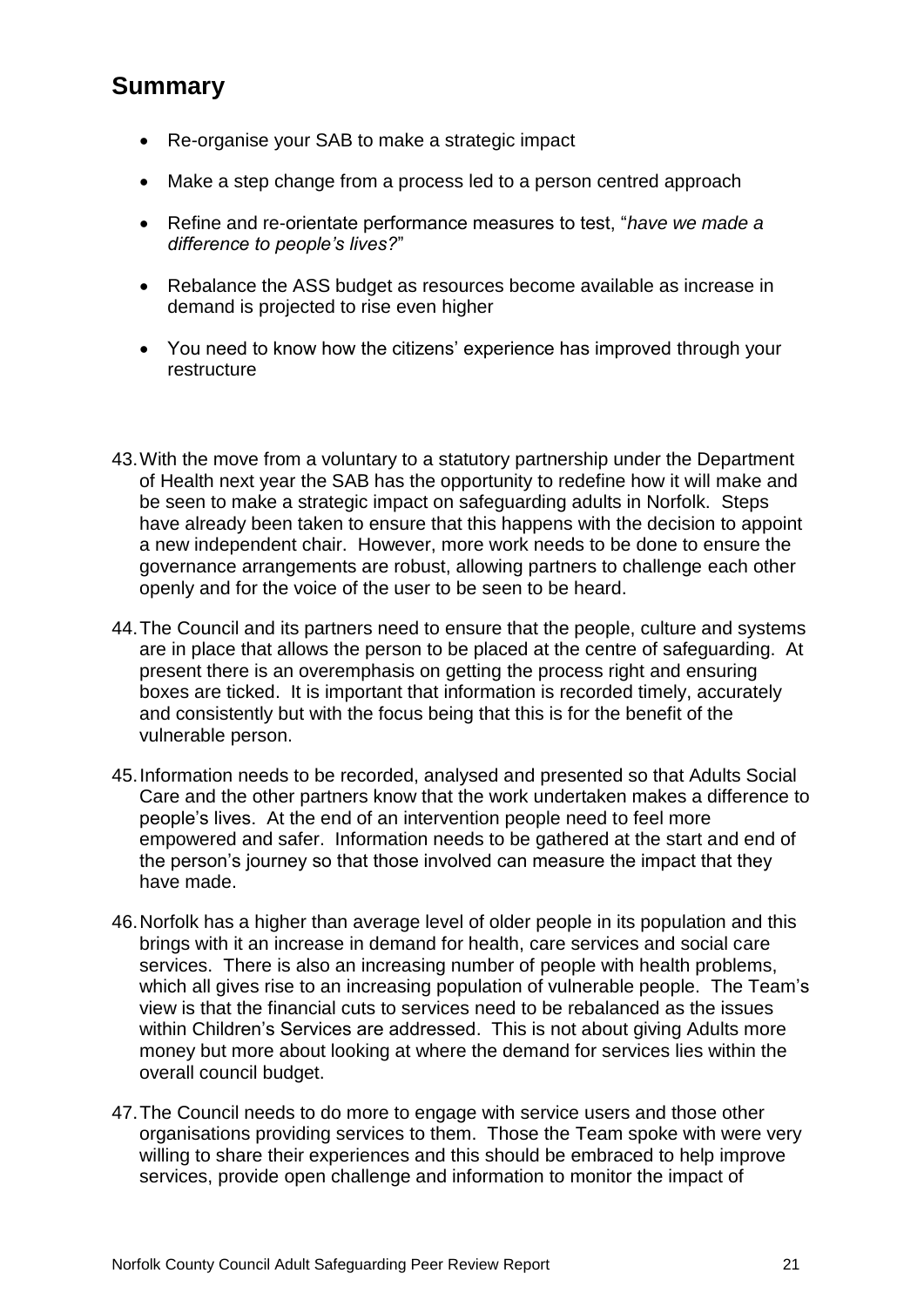## Summary

- Re-organise your SAB to make a strategic impact
- Make a step change from a process led to a person centred approach
- Refine and re-orientate performance measures to test, "*have we made a difference to people's lives?*"
- Rebalance the ASS budget as resources become available as increase in demand is projected to rise even higher
- You need to know how the citizens' experience has improved through your restructure

43. With the move from a voluntary to a statutory partnership under the Department of Health next year the SAB has the opportunity to redefine how it will make and be seen to make a strategic impact on safeguarding adults in Norfolk. Steps have already been taken to ensure that this happens with the decision to appoint a new independent chair. However, more work needs to be done to ensure the governance arrangements are robust, allowing partners to challenge each other openly and for the voice of the user to be seen to be heard.

44. The Council and its partners need to ensure that the people, culture and systems are in place that allows the person to be placed at the centre of safeguarding. At present there is an overemphasis on getting the process right and ensuring boxes are ticked. It is important that information is recorded timely, accurately and consistently but with the focus being that this is for the benefit of the vulnerable person.

45. Information needs to be recorded, analysed and presented so that Adults Social Care and the other partners know that the work undertaken makes a difference to people's lives. At the end of an intervention people need to feel more empowered and safer. Information needs to be gathered at the start and end of the person's journey so that those involved can measure the impact that they have made.

46. Norfolk has a higher than average level of older people in its population and this brings with it an increase in demand for health, care services and social care services. There is also an increasing number of people with health problems, which all gives rise to an increasing population of vulnerable people. The Team's view is that the financial cuts to services need to be rebalanced as the issues within Children's Services are addressed. This is not about giving Adults more money but more about looking at where the demand for services lies within the overall council budget.

47. The Council needs to do more to engage with service users and those other organisations providing services to them. Those the Team spoke with were very willing to share their experiences and this should be embraced to help improve services, provide open challenge and information to monitor the impact of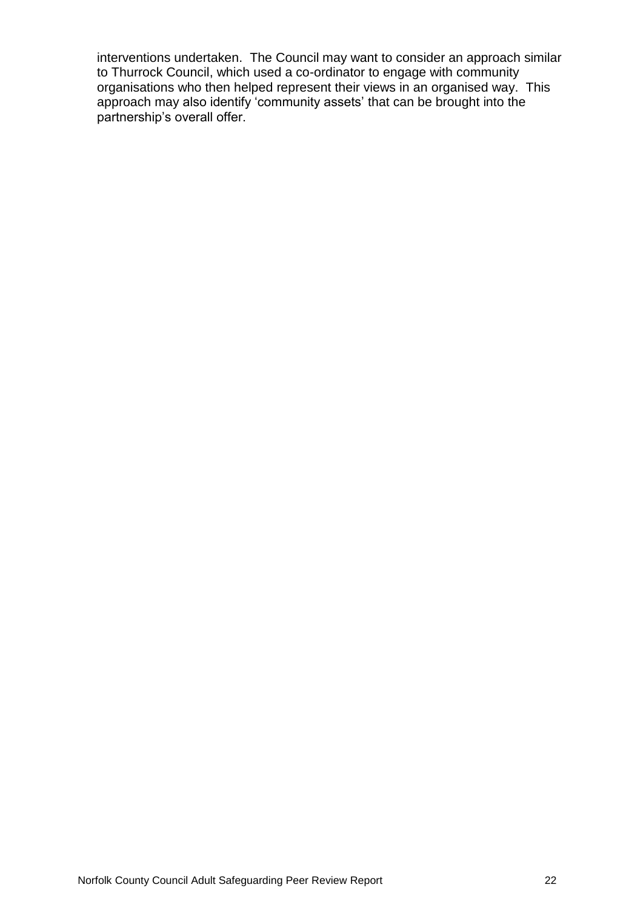interventions undertaken. The Council may want to consider an approach similar to Thurrock Council, which used a co-ordinator to engage with community organisations who then helped represent their views in an organised way. This approach may also identify 'community assets' that can be brought into the partnership's overall offer.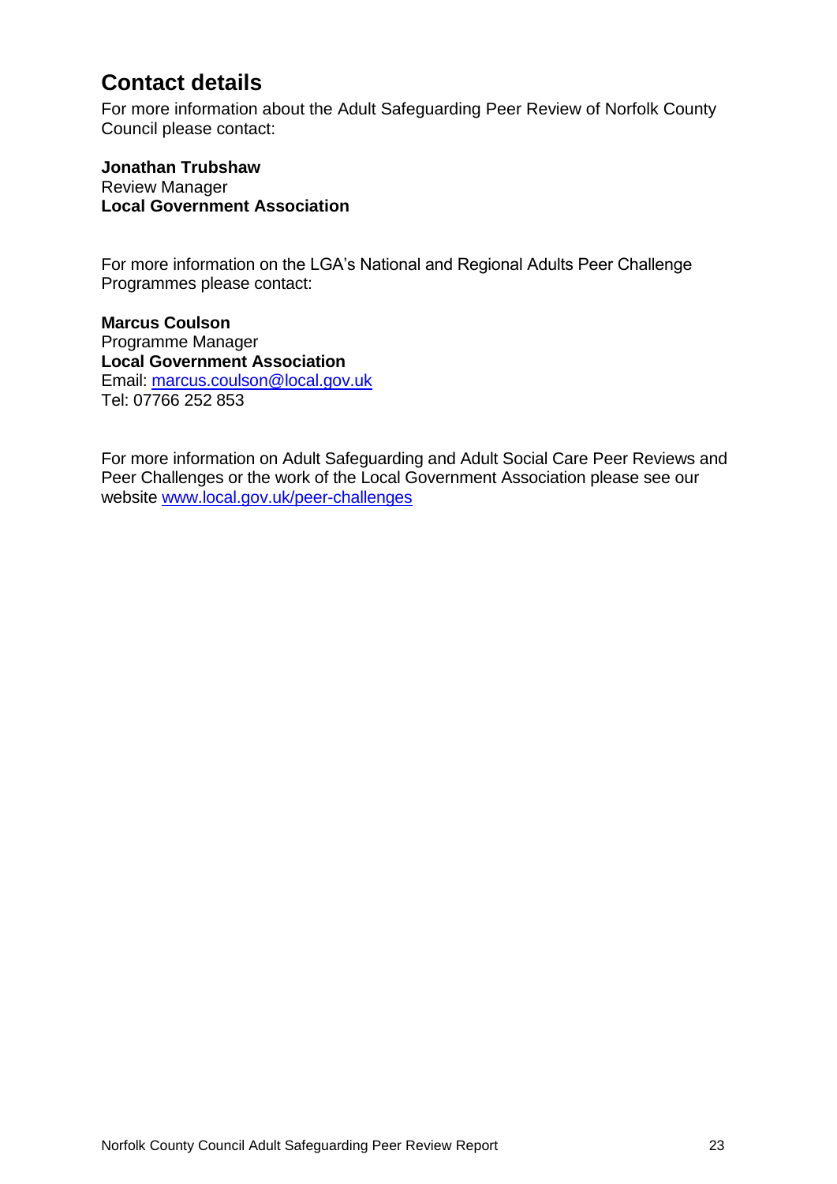## Contact details

For more information about the Adult Safeguarding Peer Review of Norfolk County Council please contact:

**Jonathan Trubshaw**
Review Manager
**Local Government Association**

For more information on the LGA's National and Regional Adults Peer Challenge Programmes please contact:

**Marcus Coulson**
Programme Manager
**Local Government Association**
Email: marcus.coulson@local.gov.uk
Tel: 07766 252 853

For more information on Adult Safeguarding and Adult Social Care Peer Reviews and Peer Challenges or the work of the Local Government Association please see our website www.local.gov.uk/peer-challenges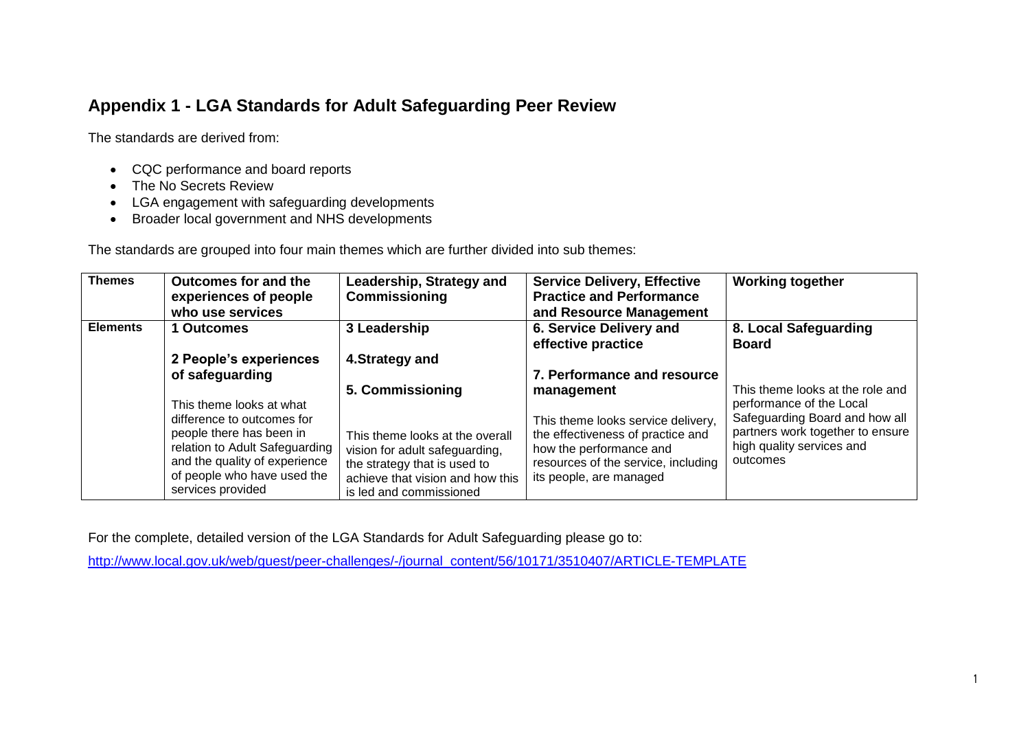## Appendix 1 - LGA Standards for Adult Safeguarding Peer Review

The standards are derived from:

- CQC performance and board reports
- The No Secrets Review
- LGA engagement with safeguarding developments
- Broader local government and NHS developments

The standards are grouped into four main themes which are further divided into sub themes:

| Themes | Outcomes for and the experiences of people who use services | Leadership, Strategy and Commissioning | Service Delivery, Effective Practice and Performance and Resource Management | Working together |
|---|---|---|---|---|
| Elements | **1 Outcomes**<br><br>**2 People's experiences of safeguarding**<br><br>This theme looks at what difference to outcomes for people there has been in relation to Adult Safeguarding and the quality of experience of people who have used the services provided | **3 Leadership**<br><br>**4.Strategy and**<br><br>**5. Commissioning**<br><br>This theme looks at the overall vision for adult safeguarding, the strategy that is used to achieve that vision and how this is led and commissioned | **6. Service Delivery and effective practice**<br><br>**7. Performance and resource management**<br><br>This theme looks service delivery, the effectiveness of practice and how the performance and resources of the service, including its people, are managed | **8. Local Safeguarding Board**<br><br>This theme looks at the role and performance of the Local Safeguarding Board and how all partners work together to ensure high quality services and outcomes |

For the complete, detailed version of the LGA Standards for Adult Safeguarding please go to:

http://www.local.gov.uk/web/guest/peer-challenges/-/journal_content/56/10171/3510407/ARTICLE-TEMPLATE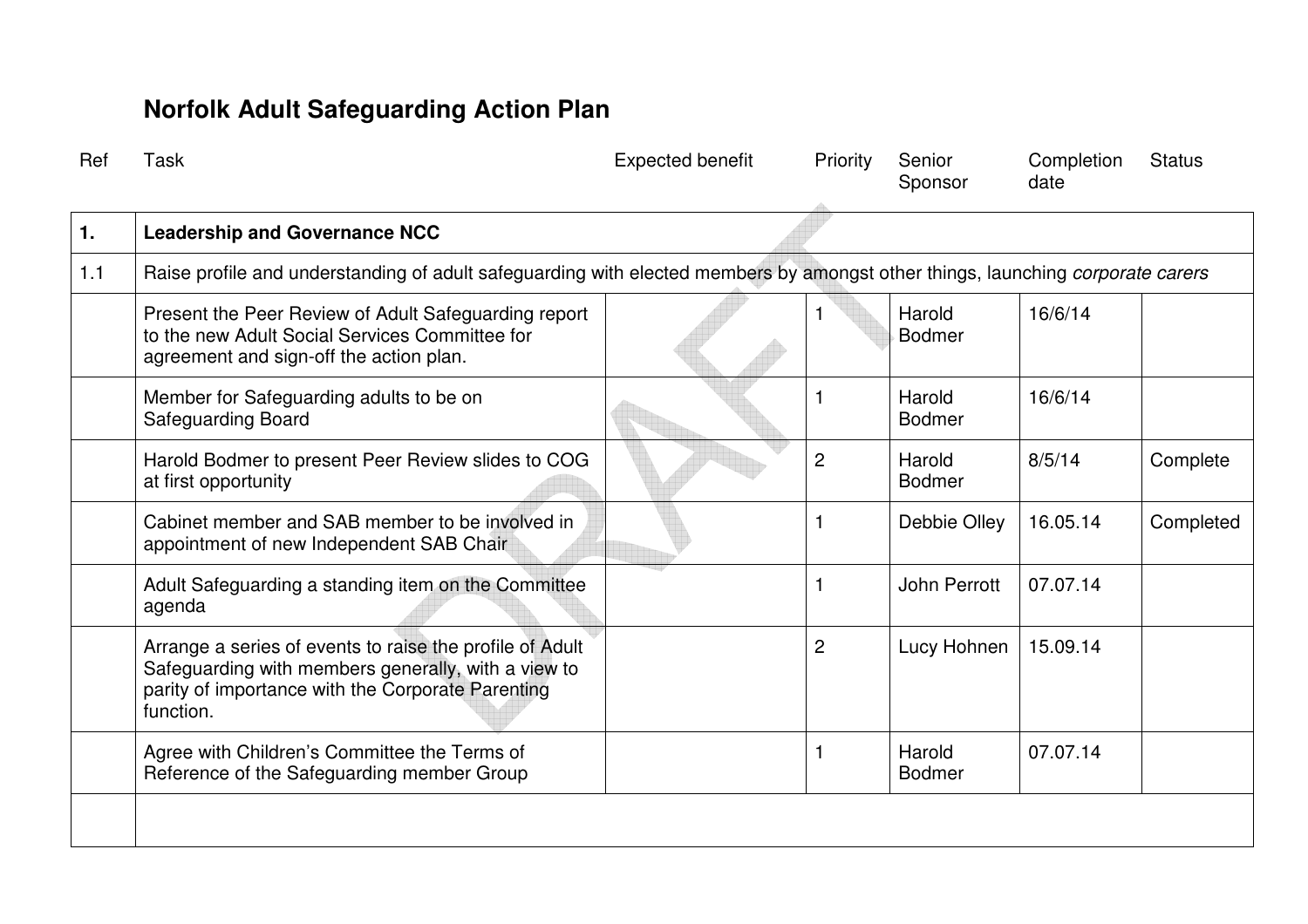# Norfolk Adult Safeguarding Action Plan

| Ref | Task | Expected benefit | Priority | Senior Sponsor | Completion date | Status |
|---|---|---|---|---|---|---|
| **1.** | **Leadership and Governance NCC** | | | | | |
| 1.1 | Raise profile and understanding of adult safeguarding with elected members by amongst other things, launching *corporate carers* | | | | | |
| | Present the Peer Review of Adult Safeguarding report to the new Adult Social Services Committee for agreement and sign-off the action plan. | | 1 | Harold Bodmer | 16/6/14 | |
| | Member for Safeguarding adults to be on Safeguarding Board | | 1 | Harold Bodmer | 16/6/14 | |
| | Harold Bodmer to present Peer Review slides to COG at first opportunity | | 2 | Harold Bodmer | 8/5/14 | Complete |
| | Cabinet member and SAB member to be involved in appointment of new Independent SAB Chair | | 1 | Debbie Olley | 16.05.14 | Completed |
| | Adult Safeguarding a standing item on the Committee agenda | | 1 | John Perrott | 07.07.14 | |
| | Arrange a series of events to raise the profile of Adult Safeguarding with members generally, with a view to parity of importance with the Corporate Parenting function. | | 2 | Lucy Hohnen | 15.09.14 | |
| | Agree with Children's Committee the Terms of Reference of the Safeguarding member Group | | 1 | Harold Bodmer | 07.07.14 | |
| | | | | | | |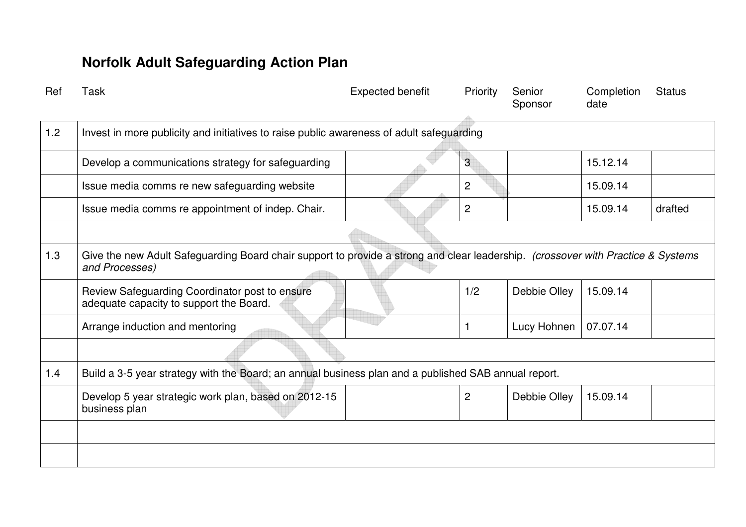# Norfolk Adult Safeguarding Action Plan

| Ref | Task | Expected benefit | Priority | Senior Sponsor | Completion date | Status |
|---|---|---|---|---|---|---|
| 1.2 | Invest in more publicity and initiatives to raise public awareness of adult safeguarding | | | | | |
| | Develop a communications strategy for safeguarding | | 3 | | 15.12.14 | |
| | Issue media comms re new safeguarding website | | 2 | | 15.09.14 | |
| | Issue media comms re appointment of indep. Chair. | | 2 | | 15.09.14 | drafted |
| | | | | | | |
| 1.3 | Give the new Adult Safeguarding Board chair support to provide a strong and clear leadership. *(crossover with Practice & Systems and Processes)* | | | | | |
| | Review Safeguarding Coordinator post to ensure adequate capacity to support the Board. | | 1/2 | Debbie Olley | 15.09.14 | |
| | Arrange induction and mentoring | | 1 | Lucy Hohnen | 07.07.14 | |
| | | | | | | |
| 1.4 | Build a 3-5 year strategy with the Board; an annual business plan and a published SAB annual report. | | | | | |
| | Develop 5 year strategic work plan, based on 2012-15 business plan | | 2 | Debbie Olley | 15.09.14 | |
| | | | | | | |
| | | | | | | |

DRAFT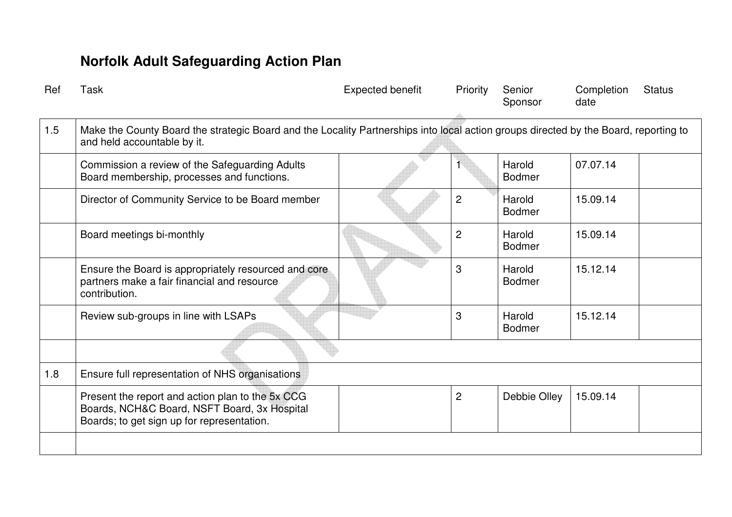# Norfolk Adult Safeguarding Action Plan

| Ref | Task | Expected benefit | Priority | Senior Sponsor | Completion date | Status |
|---|---|---|---|---|---|---|
| 1.5 | Make the County Board the strategic Board and the Locality Partnerships into local action groups directed by the Board, reporting to and held accountable by it. | | | | | |
| | Commission a review of the Safeguarding Adults Board membership, processes and functions. | | 1 | Harold Bodmer | 07.07.14 | |
| | Director of Community Service to be Board member | | 2 | Harold Bodmer | 15.09.14 | |
| | Board meetings bi-monthly | | 2 | Harold Bodmer | 15.09.14 | |
| | Ensure the Board is appropriately resourced and core partners make a fair financial and resource contribution. | | 3 | Harold Bodmer | 15.12.14 | |
| | Review sub-groups in line with LSAPs | | 3 | Harold Bodmer | 15.12.14 | |
| | | | | | | |
| 1.8 | Ensure full representation of NHS organisations | | | | | |
| | Present the report and action plan to the 5x CCG Boards, NCH&C Board, NSFT Board, 3x Hospital Boards; to get sign up for representation. | | 2 | Debbie Olley | 15.09.14 | |
| | | | | | | |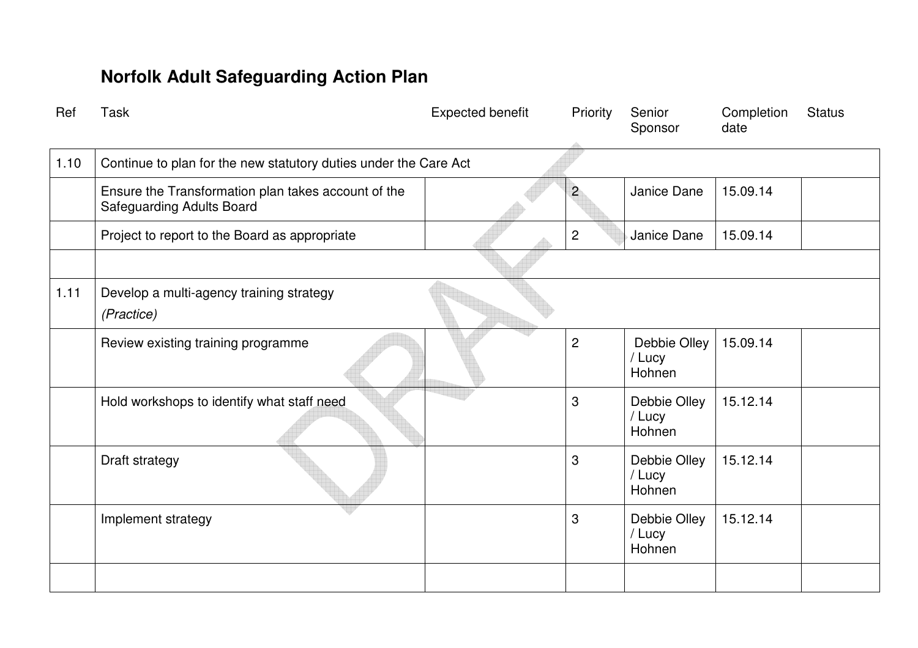# Norfolk Adult Safeguarding Action Plan

| Ref | Task | Expected benefit | Priority | Senior Sponsor | Completion date | Status |
|---|---|---|---|---|---|---|
| 1.10 | Continue to plan for the new statutory duties under the Care Act | | | | | |
| | Ensure the Transformation plan takes account of the Safeguarding Adults Board | | 2 | Janice Dane | 15.09.14 | |
| | Project to report to the Board as appropriate | | 2 | Janice Dane | 15.09.14 | |
| | | | | | | |
| 1.11 | Develop a multi-agency training strategy *(Practice)* | | | | | |
| | Review existing training programme | | 2 | Debbie Olley / Lucy Hohnen | 15.09.14 | |
| | Hold workshops to identify what staff need | | 3 | Debbie Olley / Lucy Hohnen | 15.12.14 | |
| | Draft strategy | | 3 | Debbie Olley / Lucy Hohnen | 15.12.14 | |
| | Implement strategy | | 3 | Debbie Olley / Lucy Hohnen | 15.12.14 | |
| | | | | | | |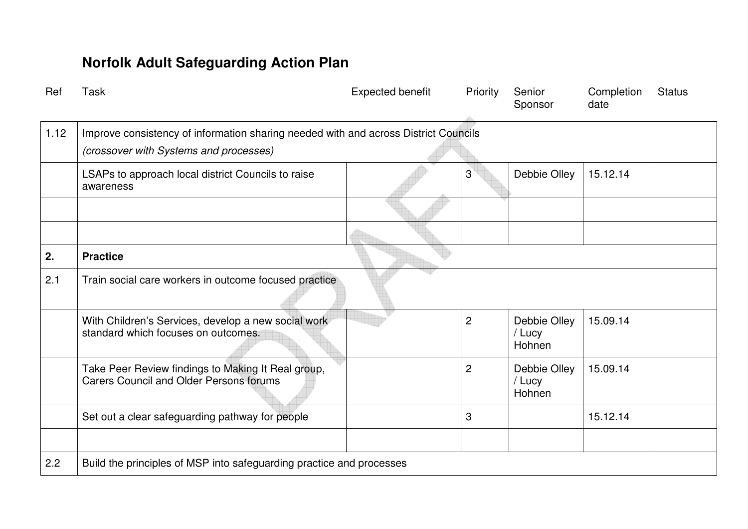## Norfolk Adult Safeguarding Action Plan

| Ref | Task | Expected benefit | Priority | Senior Sponsor | Completion date | Status |
|---|---|---|---|---|---|---|
| 1.12 | Improve consistency of information sharing needed with and across District Councils *(crossover with Systems and processes)* | | | | | |
| | LSAPs to approach local district Councils to raise awareness | | 3 | Debbie Olley | 15.12.14 | |
| | | | | | | |
| | | | | | | |
| **2.** | **Practice** | | | | | |
| 2.1 | Train social care workers in outcome focused practice | | | | | |
| | With Children's Services, develop a new social work standard which focuses on outcomes. | | 2 | Debbie Olley / Lucy Hohnen | 15.09.14 | |
| | Take Peer Review findings to Making It Real group, Carers Council and Older Persons forums | | 2 | Debbie Olley / Lucy Hohnen | 15.09.14 | |
| | Set out a clear safeguarding pathway for people | | 3 | | 15.12.14 | |
| | | | | | | |
| 2.2 | Build the principles of MSP into safeguarding practice and processes | | | | | |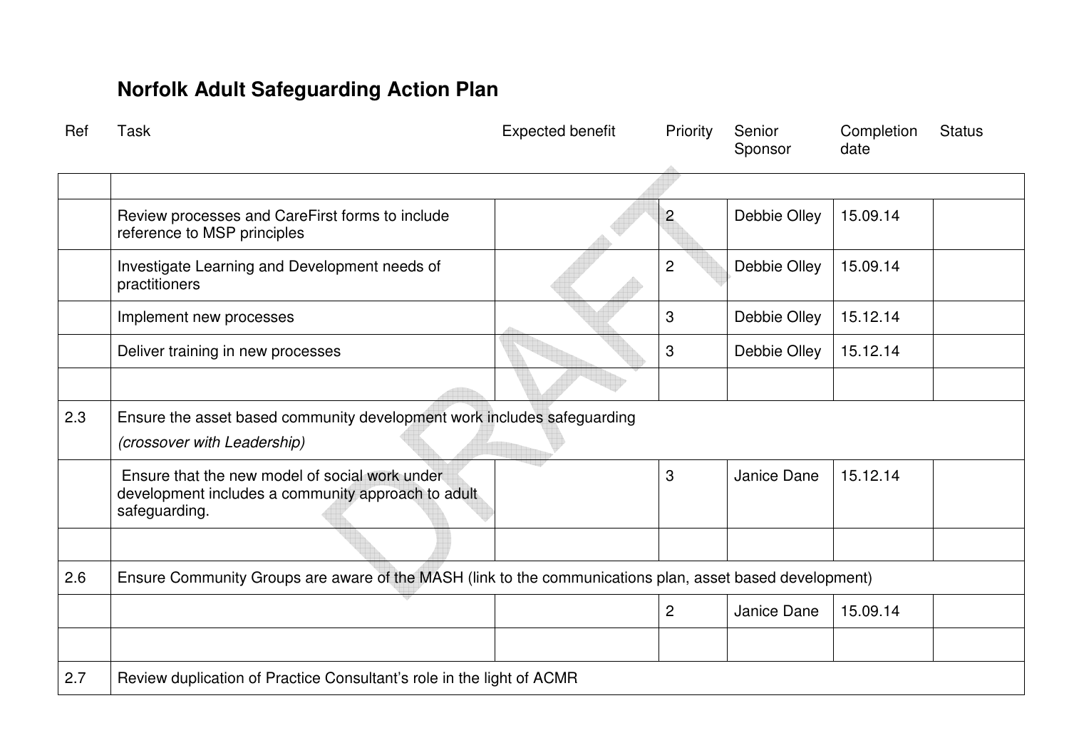# Norfolk Adult Safeguarding Action Plan

| Ref | Task | Expected benefit | Priority | Senior Sponsor | Completion date | Status |
|---|---|---|---|---|---|---|
| | | | | | | |
| | Review processes and CareFirst forms to include reference to MSP principles | | 2 | Debbie Olley | 15.09.14 | |
| | Investigate Learning and Development needs of practitioners | | 2 | Debbie Olley | 15.09.14 | |
| | Implement new processes | | 3 | Debbie Olley | 15.12.14 | |
| | Deliver training in new processes | | 3 | Debbie Olley | 15.12.14 | |
| | | | | | | |
| 2.3 | Ensure the asset based community development work includes safeguarding *(crossover with Leadership)* | | | | | |
| | Ensure that the new model of social work under development includes a community approach to adult safeguarding. | | 3 | Janice Dane | 15.12.14 | |
| | | | | | | |
| 2.6 | Ensure Community Groups are aware of the MASH (link to the communications plan, asset based development) | | | | | |
| | | | 2 | Janice Dane | 15.09.14 | |
| | | | | | | |
| 2.7 | Review duplication of Practice Consultant's role in the light of ACMR | | | | | |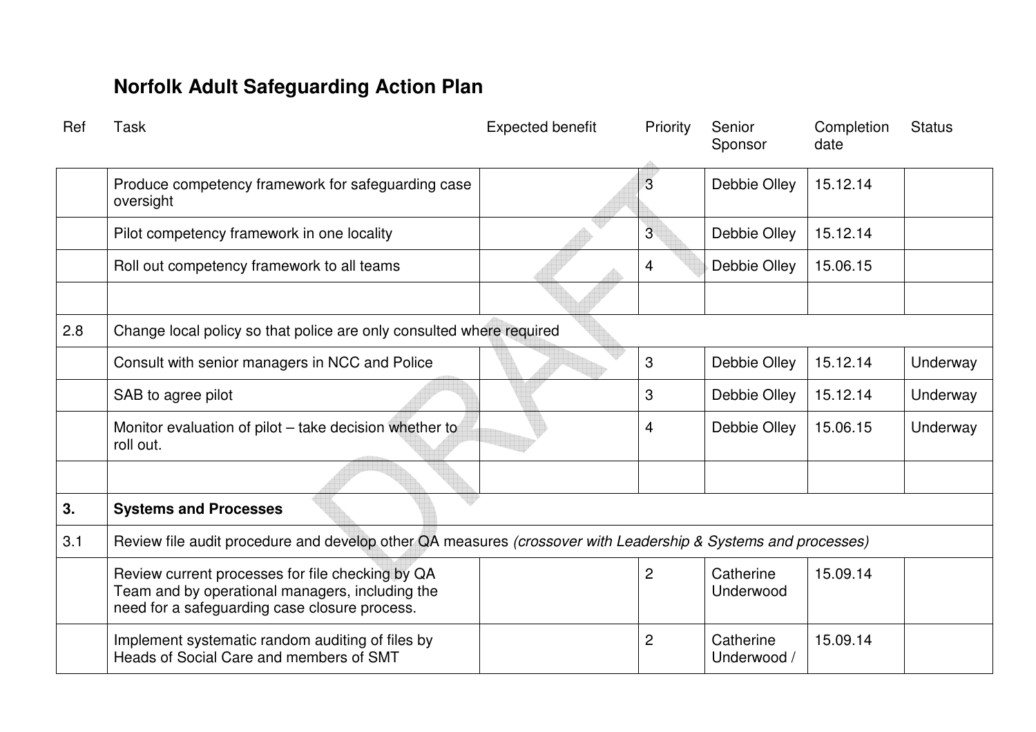# Norfolk Adult Safeguarding Action Plan

| Ref | Task | Expected benefit | Priority | Senior Sponsor | Completion date | Status |
|---|---|---|---|---|---|---|
| | Produce competency framework for safeguarding case oversight | | 3 | Debbie Olley | 15.12.14 | |
| | Pilot competency framework in one locality | | 3 | Debbie Olley | 15.12.14 | |
| | Roll out competency framework to all teams | | 4 | Debbie Olley | 15.06.15 | |
| | | | | | | |
| 2.8 | Change local policy so that police are only consulted where required | | | | | |
| | Consult with senior managers in NCC and Police | | 3 | Debbie Olley | 15.12.14 | Underway |
| | SAB to agree pilot | | 3 | Debbie Olley | 15.12.14 | Underway |
| | Monitor evaluation of pilot – take decision whether to roll out. | | 4 | Debbie Olley | 15.06.15 | Underway |
| | | | | | | |
| **3.** | **Systems and Processes** | | | | | |
| 3.1 | Review file audit procedure and develop other QA measures *(crossover with Leadership & Systems and processes)* | | | | | |
| | Review current processes for file checking by QA Team and by operational managers, including the need for a safeguarding case closure process. | | 2 | Catherine Underwood | 15.09.14 | |
| | Implement systematic random auditing of files by Heads of Social Care and members of SMT | | 2 | Catherine Underwood / | 15.09.14 | |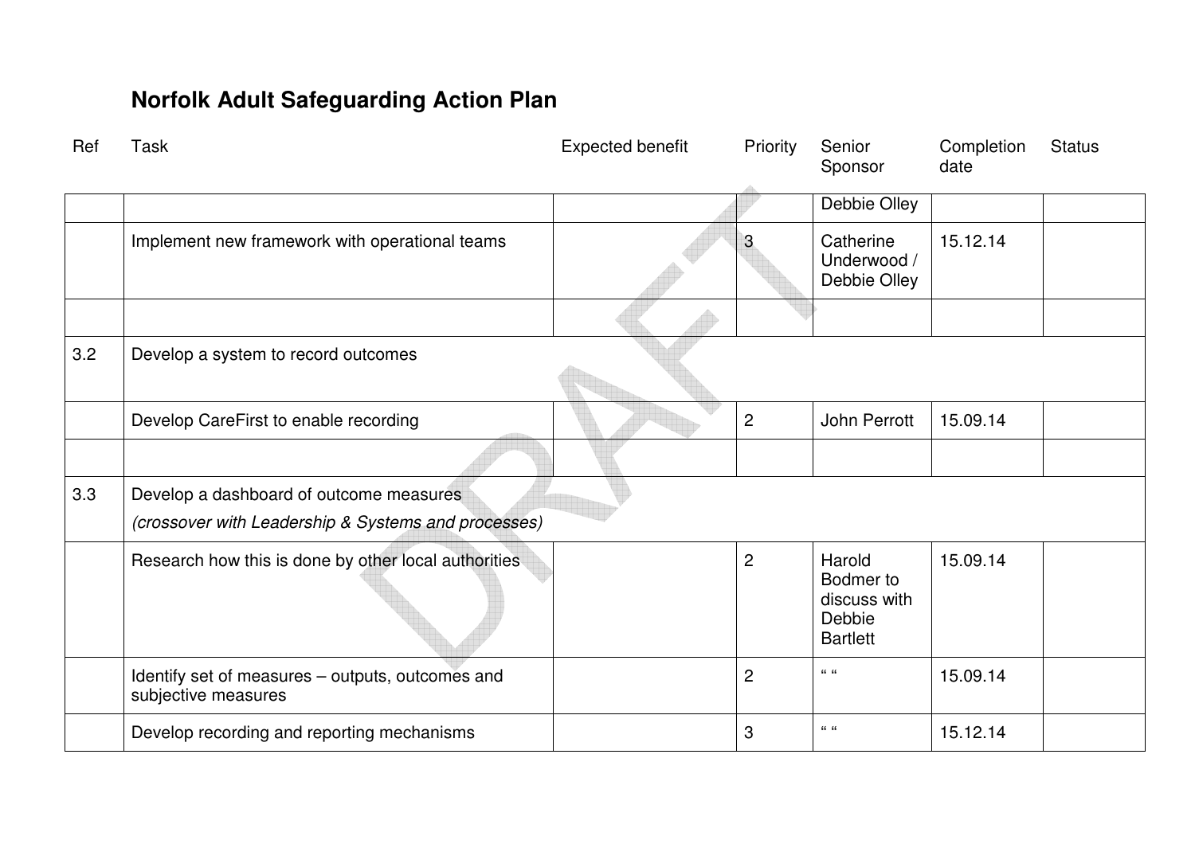# Norfolk Adult Safeguarding Action Plan

| Ref | Task | Expected benefit | Priority | Senior Sponsor | Completion date | Status |
|---|---|---|---|---|---|---|
| | | | | Debbie Olley | | |
| | Implement new framework with operational teams | | 3 | Catherine Underwood / Debbie Olley | 15.12.14 | |
| | | | | | | |
| 3.2 | Develop a system to record outcomes | | | | | |
| | Develop CareFirst to enable recording | | 2 | John Perrott | 15.09.14 | |
| | | | | | | |
| 3.3 | Develop a dashboard of outcome measures *(crossover with Leadership & Systems and processes)* | | | | | |
| | Research how this is done by other local authorities | | 2 | Harold Bodmer to discuss with Debbie Bartlett | 15.09.14 | |
| | Identify set of measures – outputs, outcomes and subjective measures | | 2 | " " | 15.09.14 | |
| | Develop recording and reporting mechanisms | | 3 | " " | 15.12.14 | |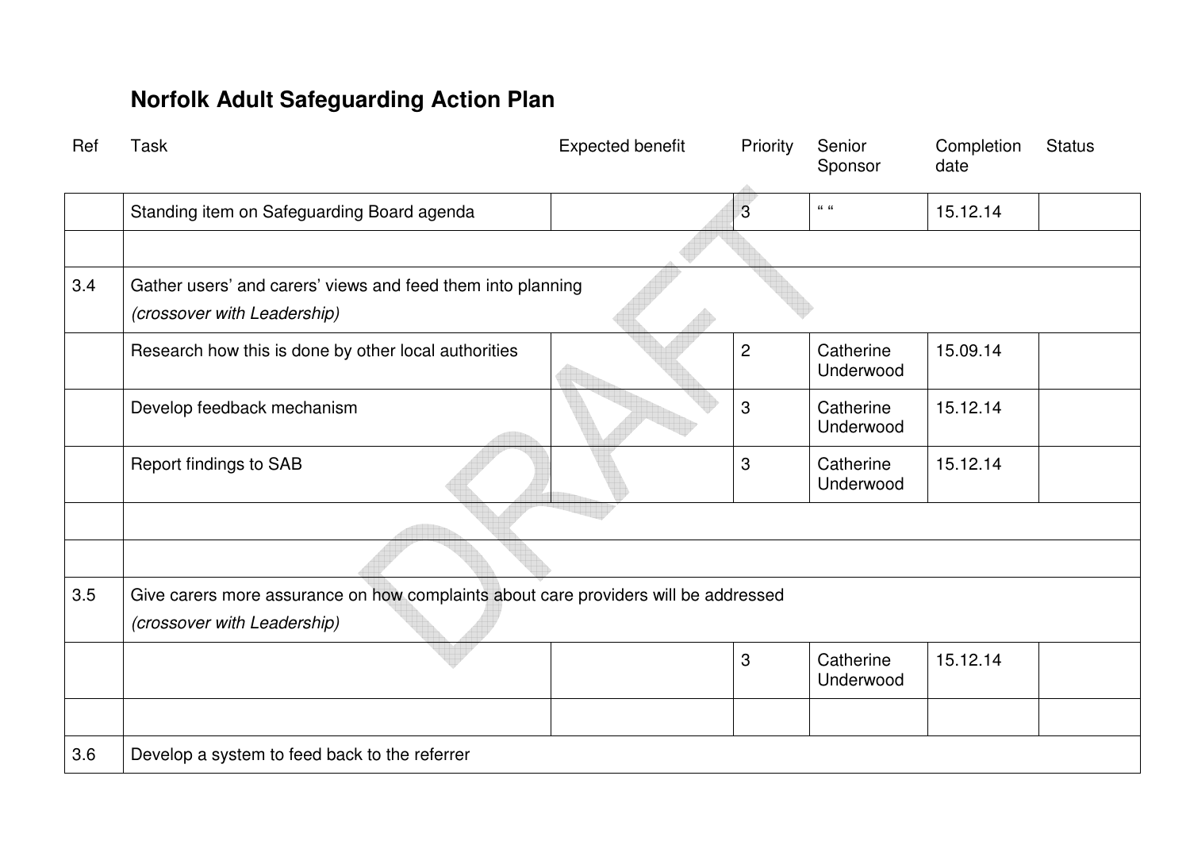# Norfolk Adult Safeguarding Action Plan

| Ref | Task | Expected benefit | Priority | Senior Sponsor | Completion date | Status |
|---|---|---|---|---|---|---|
| | Standing item on Safeguarding Board agenda | | 3 | " " | 15.12.14 | |
| | | | | | | |
| 3.4 | Gather users' and carers' views and feed them into planning *(crossover with Leadership)* | | | | | |
| | Research how this is done by other local authorities | | 2 | Catherine Underwood | 15.09.14 | |
| | Develop feedback mechanism | | 3 | Catherine Underwood | 15.12.14 | |
| | Report findings to SAB | | 3 | Catherine Underwood | 15.12.14 | |
| | | | | | | |
| | | | | | | |
| 3.5 | Give carers more assurance on how complaints about care providers will be addressed *(crossover with Leadership)* | | | | | |
| | | | 3 | Catherine Underwood | 15.12.14 | |
| | | | | | | |
| 3.6 | Develop a system to feed back to the referrer | | | | | |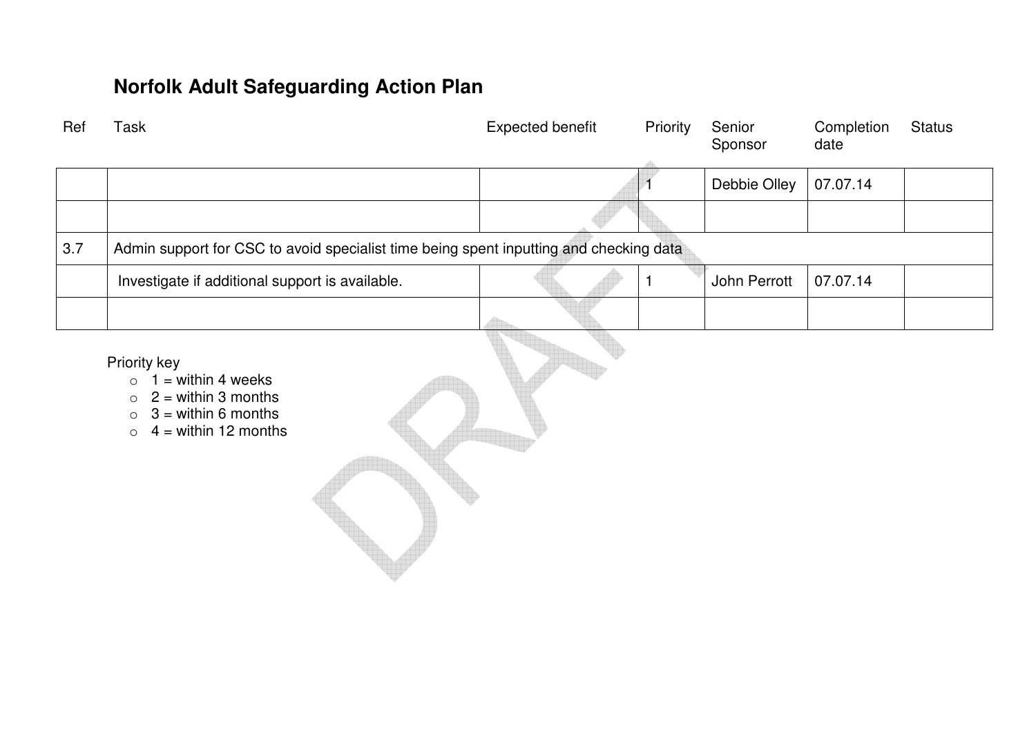# Norfolk Adult Safeguarding Action Plan

| Ref | Task | Expected benefit | Priority | Senior Sponsor | Completion date | Status |
|---|---|---|---|---|---|---|
| | | | 1 | Debbie Olley | 07.07.14 | |
| | | | | | | |
| 3.7 | Admin support for CSC to avoid specialist time being spent inputting and checking data | | | | | |
| | Investigate if additional support is available. | | 1 | John Perrott | 07.07.14 | |
| | | | | | | |

Priority key

- 1 = within 4 weeks
- 2 = within 3 months
- 3 = within 6 months
- 4 = within 12 months

DRAFT